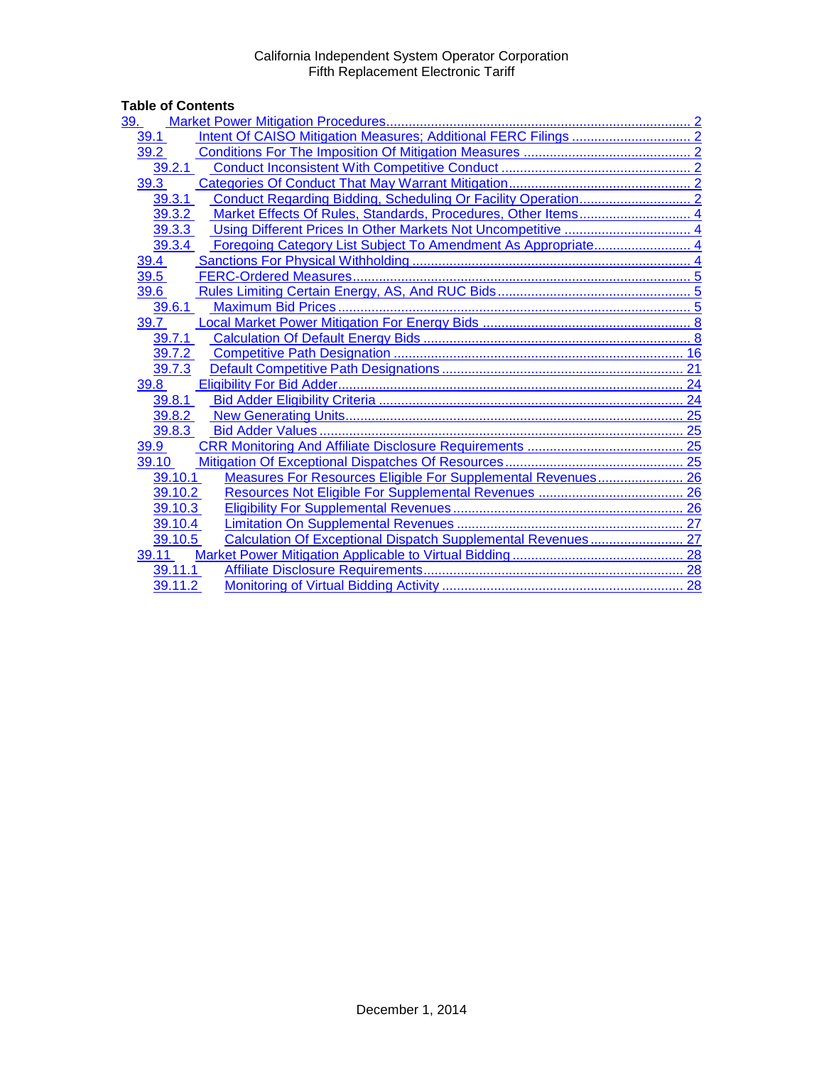California Independent System Operator Corporation
Fifth Replacement Electronic Tariff

**Table of Contents**

- 39. Market Power Mitigation Procedures ..... 2
  - 39.1 Intent Of CAISO Mitigation Measures; Additional FERC Filings ..... 2
  - 39.2 Conditions For The Imposition Of Mitigation Measures ..... 2
    - 39.2.1 Conduct Inconsistent With Competitive Conduct ..... 2
  - 39.3 Categories Of Conduct That May Warrant Mitigation ..... 2
    - 39.3.1 Conduct Regarding Bidding, Scheduling Or Facility Operation ..... 2
    - 39.3.2 Market Effects Of Rules, Standards, Procedures, Other Items ..... 4
    - 39.3.3 Using Different Prices In Other Markets Not Uncompetitive ..... 4
    - 39.3.4 Foregoing Category List Subject To Amendment As Appropriate ..... 4
  - 39.4 Sanctions For Physical Withholding ..... 4
  - 39.5 FERC-Ordered Measures ..... 5
  - 39.6 Rules Limiting Certain Energy, AS, And RUC Bids ..... 5
    - 39.6.1 Maximum Bid Prices ..... 5
  - 39.7 Local Market Power Mitigation For Energy Bids ..... 8
    - 39.7.1 Calculation Of Default Energy Bids ..... 8
    - 39.7.2 Competitive Path Designation ..... 16
    - 39.7.3 Default Competitive Path Designations ..... 21
  - 39.8 Eligibility For Bid Adder ..... 24
    - 39.8.1 Bid Adder Eligibility Criteria ..... 24
    - 39.8.2 New Generating Units ..... 25
    - 39.8.3 Bid Adder Values ..... 25
  - 39.9 CRR Monitoring And Affiliate Disclosure Requirements ..... 25
  - 39.10 Mitigation Of Exceptional Dispatches Of Resources ..... 25
    - 39.10.1 Measures For Resources Eligible For Supplemental Revenues ..... 26
    - 39.10.2 Resources Not Eligible For Supplemental Revenues ..... 26
    - 39.10.3 Eligibility For Supplemental Revenues ..... 26
    - 39.10.4 Limitation On Supplemental Revenues ..... 27
    - 39.10.5 Calculation Of Exceptional Dispatch Supplemental Revenues ..... 27
  - 39.11 Market Power Mitigation Applicable to Virtual Bidding ..... 28
    - 39.11.1 Affiliate Disclosure Requirements ..... 28
    - 39.11.2 Monitoring of Virtual Bidding Activity ..... 28

December 1, 2014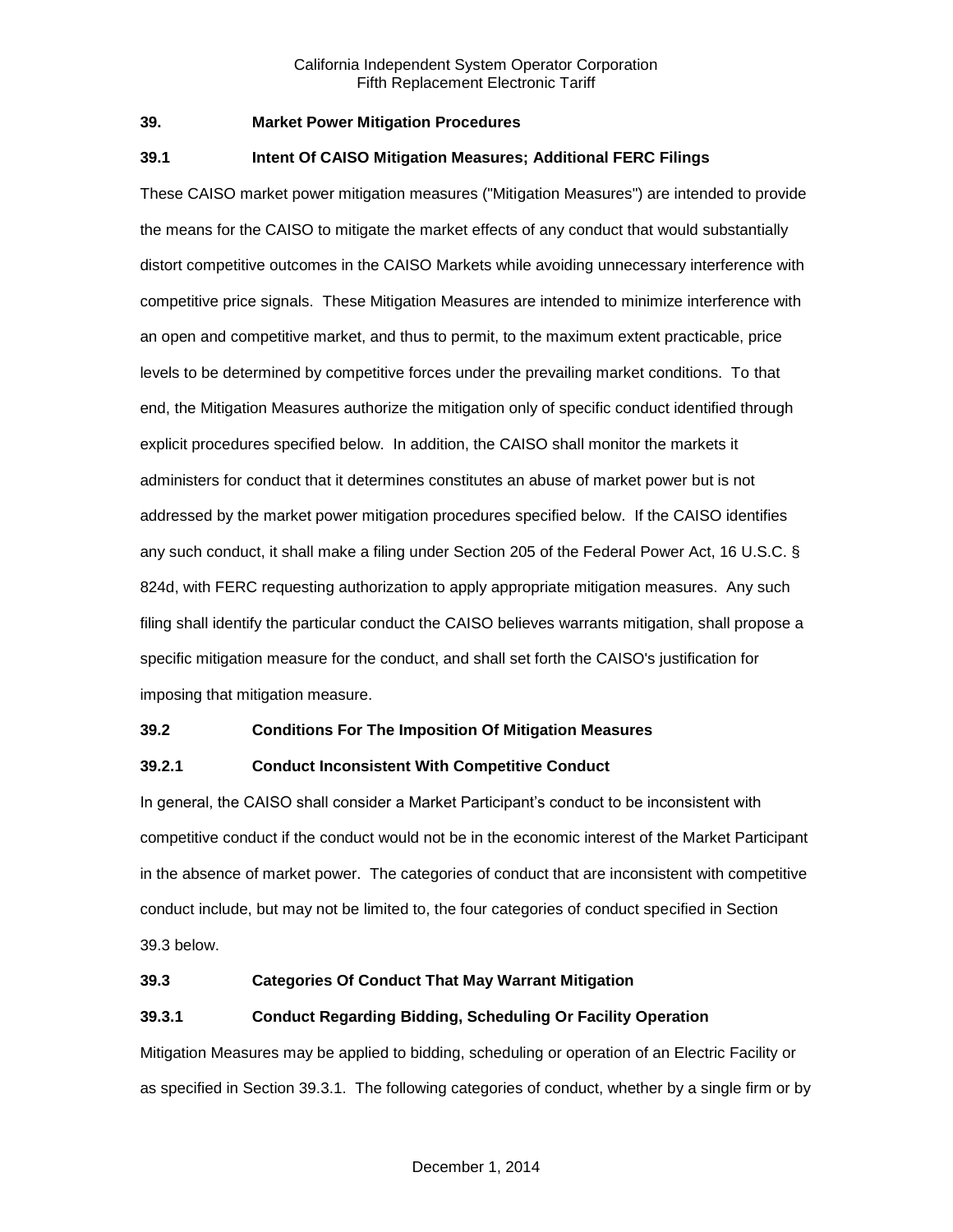## 39. Market Power Mitigation Procedures

### 39.1 Intent Of CAISO Mitigation Measures; Additional FERC Filings

These CAISO market power mitigation measures ("Mitigation Measures") are intended to provide the means for the CAISO to mitigate the market effects of any conduct that would substantially distort competitive outcomes in the CAISO Markets while avoiding unnecessary interference with competitive price signals. These Mitigation Measures are intended to minimize interference with an open and competitive market, and thus to permit, to the maximum extent practicable, price levels to be determined by competitive forces under the prevailing market conditions. To that end, the Mitigation Measures authorize the mitigation only of specific conduct identified through explicit procedures specified below. In addition, the CAISO shall monitor the markets it administers for conduct that it determines constitutes an abuse of market power but is not addressed by the market power mitigation procedures specified below. If the CAISO identifies any such conduct, it shall make a filing under Section 205 of the Federal Power Act, 16 U.S.C. § 824d, with FERC requesting authorization to apply appropriate mitigation measures. Any such filing shall identify the particular conduct the CAISO believes warrants mitigation, shall propose a specific mitigation measure for the conduct, and shall set forth the CAISO's justification for imposing that mitigation measure.

### 39.2 Conditions For The Imposition Of Mitigation Measures

#### 39.2.1 Conduct Inconsistent With Competitive Conduct

In general, the CAISO shall consider a Market Participant's conduct to be inconsistent with competitive conduct if the conduct would not be in the economic interest of the Market Participant in the absence of market power. The categories of conduct that are inconsistent with competitive conduct include, but may not be limited to, the four categories of conduct specified in Section 39.3 below.

### 39.3 Categories Of Conduct That May Warrant Mitigation

#### 39.3.1 Conduct Regarding Bidding, Scheduling Or Facility Operation

Mitigation Measures may be applied to bidding, scheduling or operation of an Electric Facility or as specified in Section 39.3.1. The following categories of conduct, whether by a single firm or by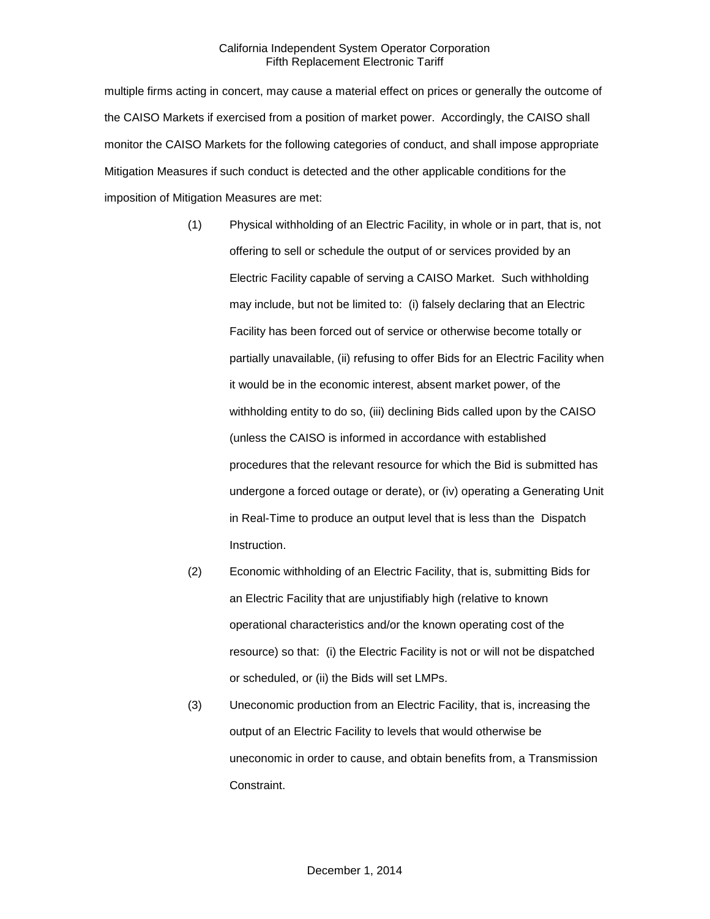multiple firms acting in concert, may cause a material effect on prices or generally the outcome of the CAISO Markets if exercised from a position of market power. Accordingly, the CAISO shall monitor the CAISO Markets for the following categories of conduct, and shall impose appropriate Mitigation Measures if such conduct is detected and the other applicable conditions for the imposition of Mitigation Measures are met:

(1) Physical withholding of an Electric Facility, in whole or in part, that is, not offering to sell or schedule the output of or services provided by an Electric Facility capable of serving a CAISO Market. Such withholding may include, but not be limited to: (i) falsely declaring that an Electric Facility has been forced out of service or otherwise become totally or partially unavailable, (ii) refusing to offer Bids for an Electric Facility when it would be in the economic interest, absent market power, of the withholding entity to do so, (iii) declining Bids called upon by the CAISO (unless the CAISO is informed in accordance with established procedures that the relevant resource for which the Bid is submitted has undergone a forced outage or derate), or (iv) operating a Generating Unit in Real-Time to produce an output level that is less than the Dispatch Instruction.

(2) Economic withholding of an Electric Facility, that is, submitting Bids for an Electric Facility that are unjustifiably high (relative to known operational characteristics and/or the known operating cost of the resource) so that: (i) the Electric Facility is not or will not be dispatched or scheduled, or (ii) the Bids will set LMPs.

(3) Uneconomic production from an Electric Facility, that is, increasing the output of an Electric Facility to levels that would otherwise be uneconomic in order to cause, and obtain benefits from, a Transmission Constraint.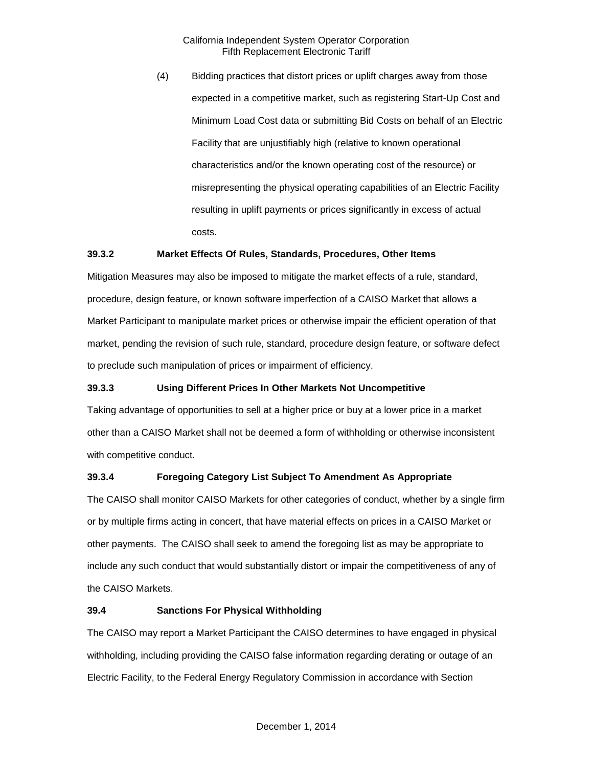(4) Bidding practices that distort prices or uplift charges away from those expected in a competitive market, such as registering Start-Up Cost and Minimum Load Cost data or submitting Bid Costs on behalf of an Electric Facility that are unjustifiably high (relative to known operational characteristics and/or the known operating cost of the resource) or misrepresenting the physical operating capabilities of an Electric Facility resulting in uplift payments or prices significantly in excess of actual costs.

### 39.3.2 Market Effects Of Rules, Standards, Procedures, Other Items

Mitigation Measures may also be imposed to mitigate the market effects of a rule, standard, procedure, design feature, or known software imperfection of a CAISO Market that allows a Market Participant to manipulate market prices or otherwise impair the efficient operation of that market, pending the revision of such rule, standard, procedure design feature, or software defect to preclude such manipulation of prices or impairment of efficiency.

### 39.3.3 Using Different Prices In Other Markets Not Uncompetitive

Taking advantage of opportunities to sell at a higher price or buy at a lower price in a market other than a CAISO Market shall not be deemed a form of withholding or otherwise inconsistent with competitive conduct.

### 39.3.4 Foregoing Category List Subject To Amendment As Appropriate

The CAISO shall monitor CAISO Markets for other categories of conduct, whether by a single firm or by multiple firms acting in concert, that have material effects on prices in a CAISO Market or other payments. The CAISO shall seek to amend the foregoing list as may be appropriate to include any such conduct that would substantially distort or impair the competitiveness of any of the CAISO Markets.

## 39.4 Sanctions For Physical Withholding

The CAISO may report a Market Participant the CAISO determines to have engaged in physical withholding, including providing the CAISO false information regarding derating or outage of an Electric Facility, to the Federal Energy Regulatory Commission in accordance with Section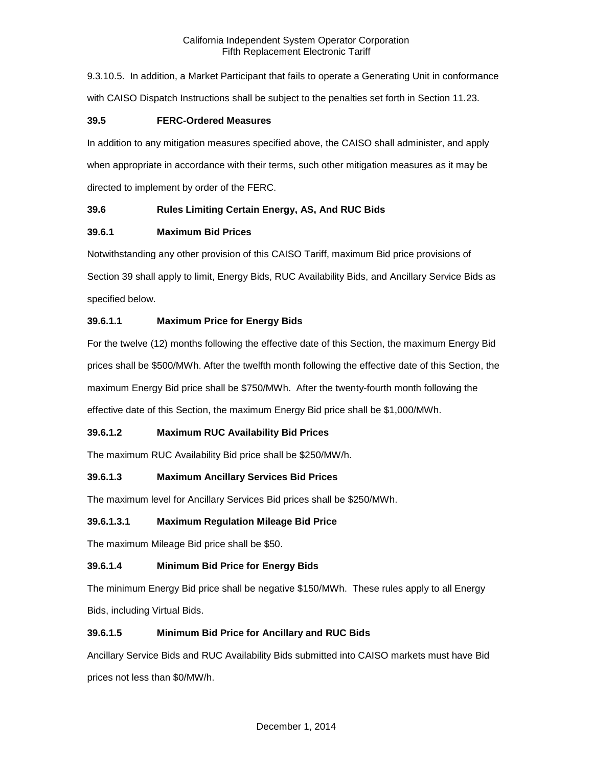9.3.10.5. In addition, a Market Participant that fails to operate a Generating Unit in conformance with CAISO Dispatch Instructions shall be subject to the penalties set forth in Section 11.23.

**39.5 FERC-Ordered Measures**

In addition to any mitigation measures specified above, the CAISO shall administer, and apply when appropriate in accordance with their terms, such other mitigation measures as it may be directed to implement by order of the FERC.

**39.6 Rules Limiting Certain Energy, AS, And RUC Bids**

**39.6.1 Maximum Bid Prices**

Notwithstanding any other provision of this CAISO Tariff, maximum Bid price provisions of Section 39 shall apply to limit, Energy Bids, RUC Availability Bids, and Ancillary Service Bids as specified below.

**39.6.1.1 Maximum Price for Energy Bids**

For the twelve (12) months following the effective date of this Section, the maximum Energy Bid prices shall be $500/MWh. After the twelfth month following the effective date of this Section, the maximum Energy Bid price shall be $750/MWh. After the twenty-fourth month following the effective date of this Section, the maximum Energy Bid price shall be $1,000/MWh.

**39.6.1.2 Maximum RUC Availability Bid Prices**

The maximum RUC Availability Bid price shall be $250/MW/h.

**39.6.1.3 Maximum Ancillary Services Bid Prices**

The maximum level for Ancillary Services Bid prices shall be $250/MWh.

**39.6.1.3.1 Maximum Regulation Mileage Bid Price**

The maximum Mileage Bid price shall be $50.

**39.6.1.4 Minimum Bid Price for Energy Bids**

The minimum Energy Bid price shall be negative $150/MWh. These rules apply to all Energy Bids, including Virtual Bids.

**39.6.1.5 Minimum Bid Price for Ancillary and RUC Bids**

Ancillary Service Bids and RUC Availability Bids submitted into CAISO markets must have Bid prices not less than $0/MW/h.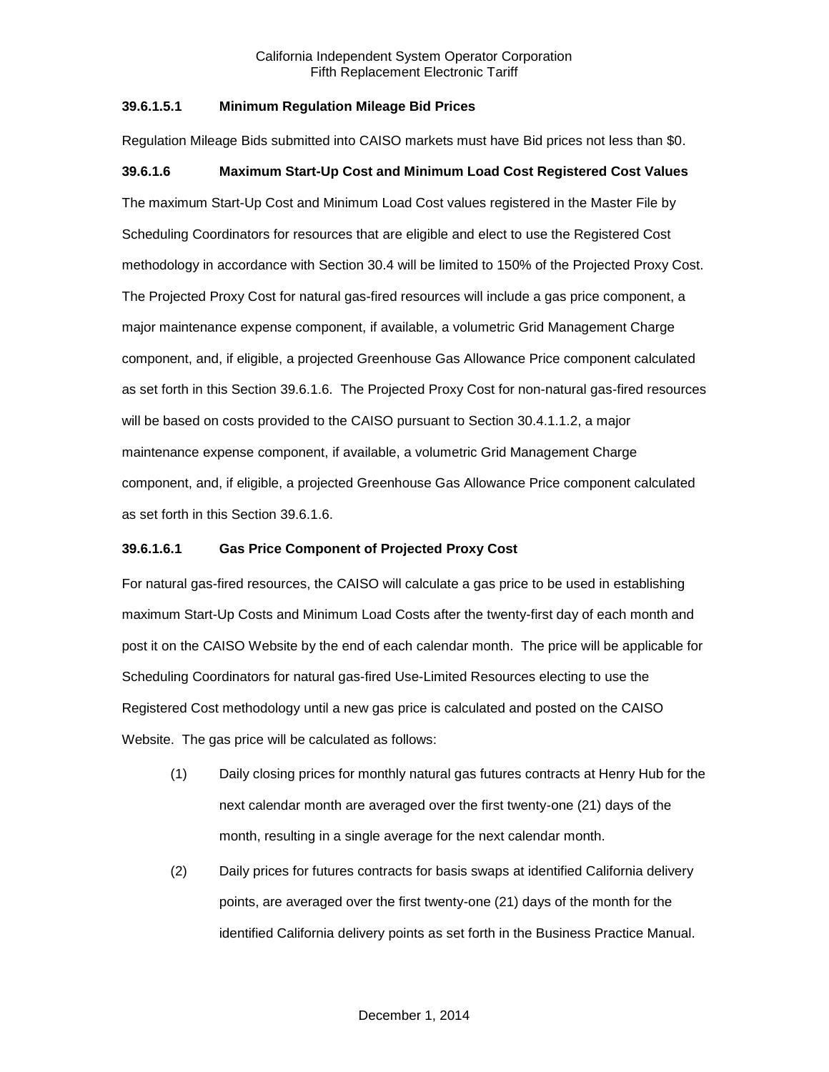### 39.6.1.5.1 Minimum Regulation Mileage Bid Prices

Regulation Mileage Bids submitted into CAISO markets must have Bid prices not less than $0.

### 39.6.1.6 Maximum Start-Up Cost and Minimum Load Cost Registered Cost Values

The maximum Start-Up Cost and Minimum Load Cost values registered in the Master File by Scheduling Coordinators for resources that are eligible and elect to use the Registered Cost methodology in accordance with Section 30.4 will be limited to 150% of the Projected Proxy Cost. The Projected Proxy Cost for natural gas-fired resources will include a gas price component, a major maintenance expense component, if available, a volumetric Grid Management Charge component, and, if eligible, a projected Greenhouse Gas Allowance Price component calculated as set forth in this Section 39.6.1.6. The Projected Proxy Cost for non-natural gas-fired resources will be based on costs provided to the CAISO pursuant to Section 30.4.1.1.2, a major maintenance expense component, if available, a volumetric Grid Management Charge component, and, if eligible, a projected Greenhouse Gas Allowance Price component calculated as set forth in this Section 39.6.1.6.

### 39.6.1.6.1 Gas Price Component of Projected Proxy Cost

For natural gas-fired resources, the CAISO will calculate a gas price to be used in establishing maximum Start-Up Costs and Minimum Load Costs after the twenty-first day of each month and post it on the CAISO Website by the end of each calendar month. The price will be applicable for Scheduling Coordinators for natural gas-fired Use-Limited Resources electing to use the Registered Cost methodology until a new gas price is calculated and posted on the CAISO Website. The gas price will be calculated as follows:

(1) Daily closing prices for monthly natural gas futures contracts at Henry Hub for the next calendar month are averaged over the first twenty-one (21) days of the month, resulting in a single average for the next calendar month.

(2) Daily prices for futures contracts for basis swaps at identified California delivery points, are averaged over the first twenty-one (21) days of the month for the identified California delivery points as set forth in the Business Practice Manual.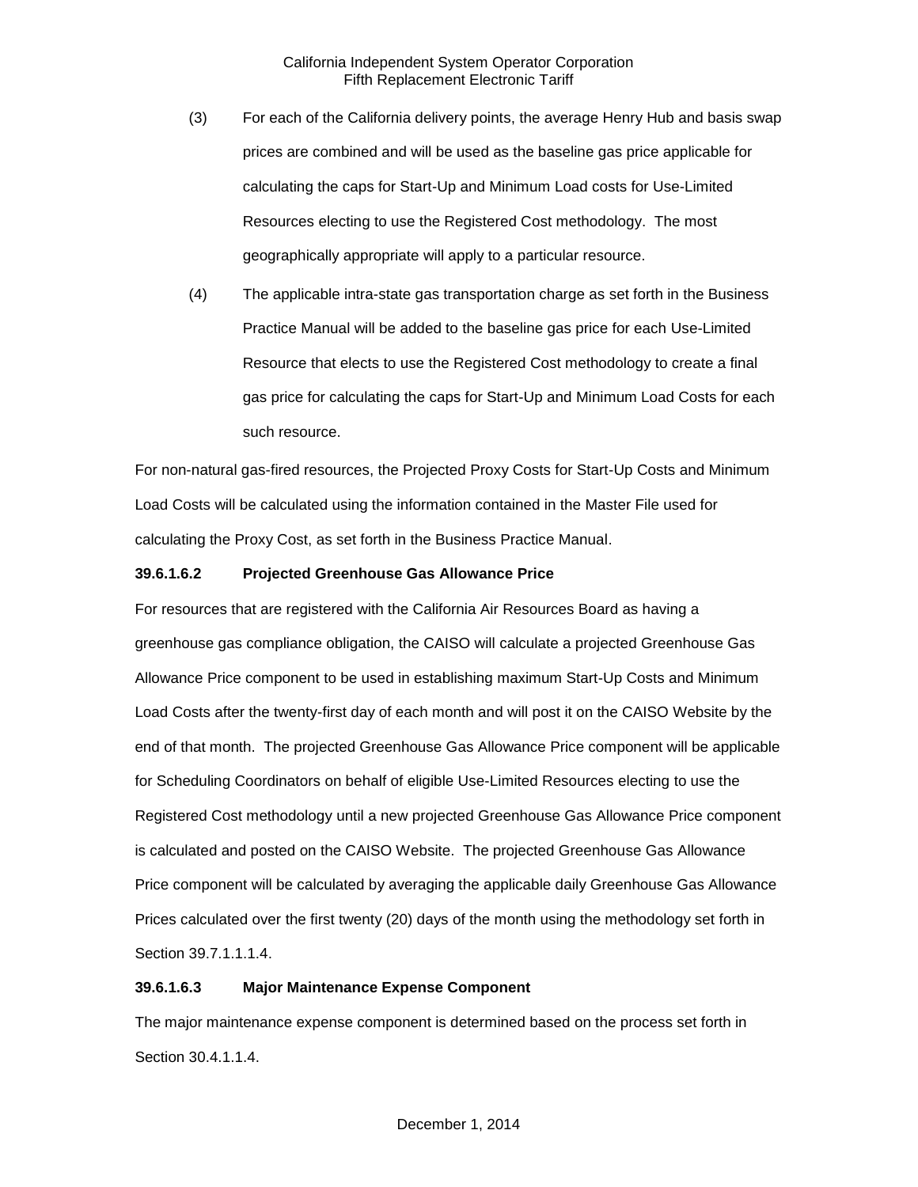(3) For each of the California delivery points, the average Henry Hub and basis swap prices are combined and will be used as the baseline gas price applicable for calculating the caps for Start-Up and Minimum Load costs for Use-Limited Resources electing to use the Registered Cost methodology. The most geographically appropriate will apply to a particular resource.

(4) The applicable intra-state gas transportation charge as set forth in the Business Practice Manual will be added to the baseline gas price for each Use-Limited Resource that elects to use the Registered Cost methodology to create a final gas price for calculating the caps for Start-Up and Minimum Load Costs for each such resource.

For non-natural gas-fired resources, the Projected Proxy Costs for Start-Up Costs and Minimum Load Costs will be calculated using the information contained in the Master File used for calculating the Proxy Cost, as set forth in the Business Practice Manual.

**39.6.1.6.2 Projected Greenhouse Gas Allowance Price**

For resources that are registered with the California Air Resources Board as having a greenhouse gas compliance obligation, the CAISO will calculate a projected Greenhouse Gas Allowance Price component to be used in establishing maximum Start-Up Costs and Minimum Load Costs after the twenty-first day of each month and will post it on the CAISO Website by the end of that month. The projected Greenhouse Gas Allowance Price component will be applicable for Scheduling Coordinators on behalf of eligible Use-Limited Resources electing to use the Registered Cost methodology until a new projected Greenhouse Gas Allowance Price component is calculated and posted on the CAISO Website. The projected Greenhouse Gas Allowance Price component will be calculated by averaging the applicable daily Greenhouse Gas Allowance Prices calculated over the first twenty (20) days of the month using the methodology set forth in Section 39.7.1.1.1.4.

**39.6.1.6.3 Major Maintenance Expense Component**

The major maintenance expense component is determined based on the process set forth in Section 30.4.1.1.4.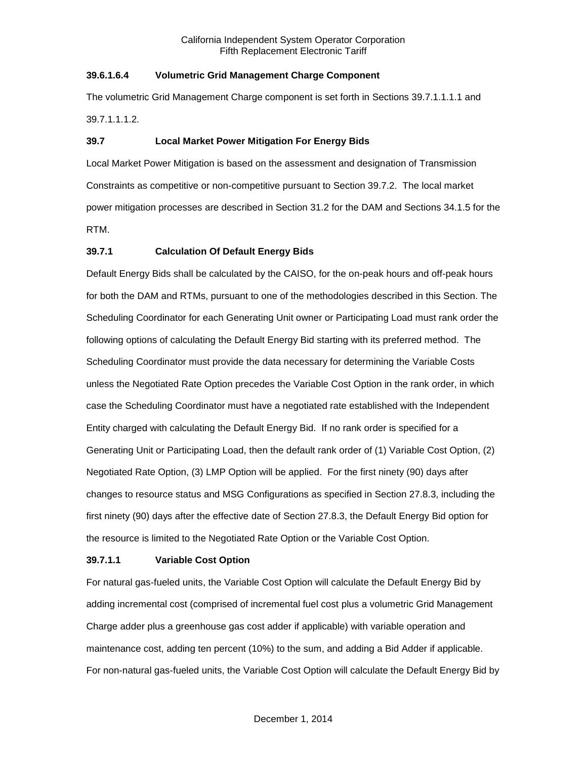### 39.6.1.6.4 Volumetric Grid Management Charge Component

The volumetric Grid Management Charge component is set forth in Sections 39.7.1.1.1.1 and 39.7.1.1.1.2.

## 39.7 Local Market Power Mitigation For Energy Bids

Local Market Power Mitigation is based on the assessment and designation of Transmission Constraints as competitive or non-competitive pursuant to Section 39.7.2. The local market power mitigation processes are described in Section 31.2 for the DAM and Sections 34.1.5 for the RTM.

### 39.7.1 Calculation Of Default Energy Bids

Default Energy Bids shall be calculated by the CAISO, for the on-peak hours and off-peak hours for both the DAM and RTMs, pursuant to one of the methodologies described in this Section. The Scheduling Coordinator for each Generating Unit owner or Participating Load must rank order the following options of calculating the Default Energy Bid starting with its preferred method. The Scheduling Coordinator must provide the data necessary for determining the Variable Costs unless the Negotiated Rate Option precedes the Variable Cost Option in the rank order, in which case the Scheduling Coordinator must have a negotiated rate established with the Independent Entity charged with calculating the Default Energy Bid. If no rank order is specified for a Generating Unit or Participating Load, then the default rank order of (1) Variable Cost Option, (2) Negotiated Rate Option, (3) LMP Option will be applied. For the first ninety (90) days after changes to resource status and MSG Configurations as specified in Section 27.8.3, including the first ninety (90) days after the effective date of Section 27.8.3, the Default Energy Bid option for the resource is limited to the Negotiated Rate Option or the Variable Cost Option.

### 39.7.1.1 Variable Cost Option

For natural gas-fueled units, the Variable Cost Option will calculate the Default Energy Bid by adding incremental cost (comprised of incremental fuel cost plus a volumetric Grid Management Charge adder plus a greenhouse gas cost adder if applicable) with variable operation and maintenance cost, adding ten percent (10%) to the sum, and adding a Bid Adder if applicable. For non-natural gas-fueled units, the Variable Cost Option will calculate the Default Energy Bid by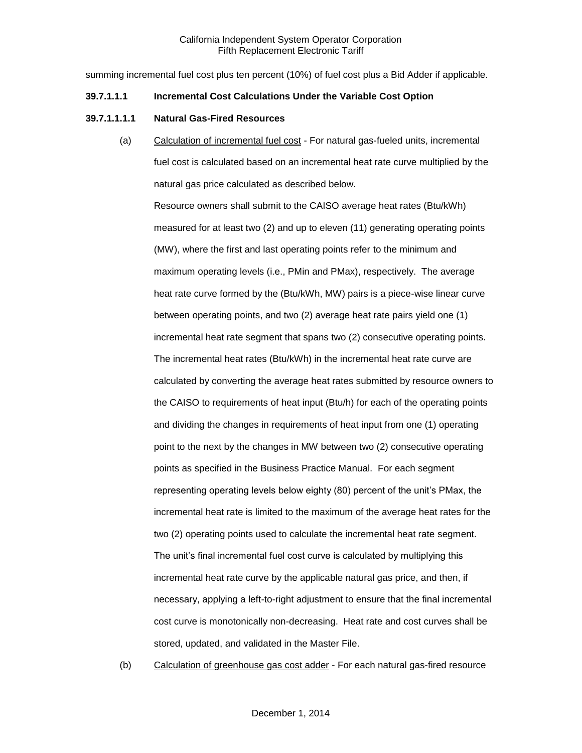summing incremental fuel cost plus ten percent (10%) of fuel cost plus a Bid Adder if applicable.

**39.7.1.1.1 Incremental Cost Calculations Under the Variable Cost Option**

**39.7.1.1.1.1 Natural Gas-Fired Resources**

(a) Calculation of incremental fuel cost - For natural gas-fueled units, incremental fuel cost is calculated based on an incremental heat rate curve multiplied by the natural gas price calculated as described below.

Resource owners shall submit to the CAISO average heat rates (Btu/kWh) measured for at least two (2) and up to eleven (11) generating operating points (MW), where the first and last operating points refer to the minimum and maximum operating levels (i.e., PMin and PMax), respectively. The average heat rate curve formed by the (Btu/kWh, MW) pairs is a piece-wise linear curve between operating points, and two (2) average heat rate pairs yield one (1) incremental heat rate segment that spans two (2) consecutive operating points. The incremental heat rates (Btu/kWh) in the incremental heat rate curve are calculated by converting the average heat rates submitted by resource owners to the CAISO to requirements of heat input (Btu/h) for each of the operating points and dividing the changes in requirements of heat input from one (1) operating point to the next by the changes in MW between two (2) consecutive operating points as specified in the Business Practice Manual. For each segment representing operating levels below eighty (80) percent of the unit's PMax, the incremental heat rate is limited to the maximum of the average heat rates for the two (2) operating points used to calculate the incremental heat rate segment. The unit's final incremental fuel cost curve is calculated by multiplying this incremental heat rate curve by the applicable natural gas price, and then, if necessary, applying a left-to-right adjustment to ensure that the final incremental cost curve is monotonically non-decreasing. Heat rate and cost curves shall be stored, updated, and validated in the Master File.

(b) Calculation of greenhouse gas cost adder - For each natural gas-fired resource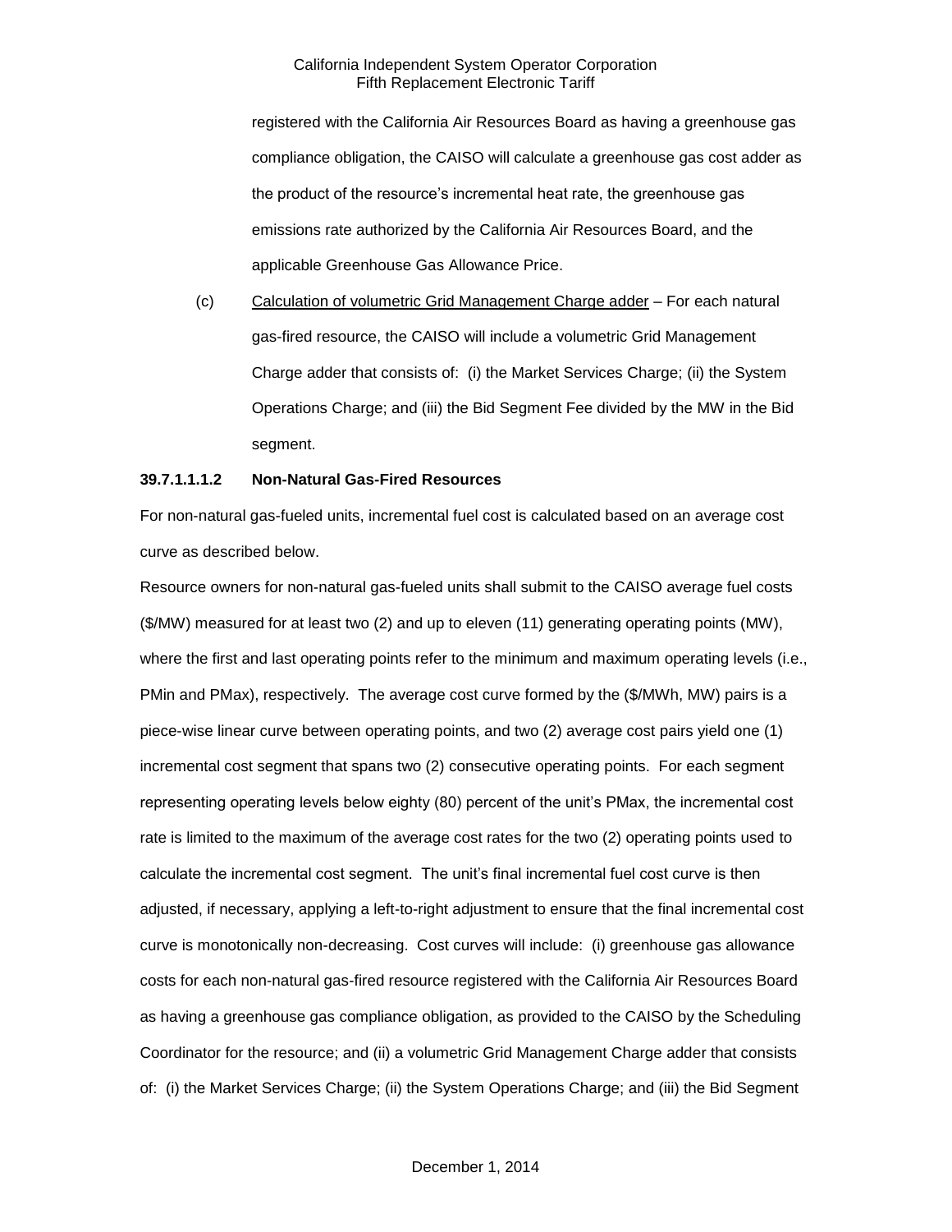registered with the California Air Resources Board as having a greenhouse gas compliance obligation, the CAISO will calculate a greenhouse gas cost adder as the product of the resource's incremental heat rate, the greenhouse gas emissions rate authorized by the California Air Resources Board, and the applicable Greenhouse Gas Allowance Price.

(c) Calculation of volumetric Grid Management Charge adder – For each natural gas-fired resource, the CAISO will include a volumetric Grid Management Charge adder that consists of: (i) the Market Services Charge; (ii) the System Operations Charge; and (iii) the Bid Segment Fee divided by the MW in the Bid segment.

**39.7.1.1.1.2 Non-Natural Gas-Fired Resources**

For non-natural gas-fueled units, incremental fuel cost is calculated based on an average cost curve as described below.

Resource owners for non-natural gas-fueled units shall submit to the CAISO average fuel costs ($/MW) measured for at least two (2) and up to eleven (11) generating operating points (MW), where the first and last operating points refer to the minimum and maximum operating levels (i.e., PMin and PMax), respectively. The average cost curve formed by the ($/MWh, MW) pairs is a piece-wise linear curve between operating points, and two (2) average cost pairs yield one (1) incremental cost segment that spans two (2) consecutive operating points. For each segment representing operating levels below eighty (80) percent of the unit's PMax, the incremental cost rate is limited to the maximum of the average cost rates for the two (2) operating points used to calculate the incremental cost segment. The unit's final incremental fuel cost curve is then adjusted, if necessary, applying a left-to-right adjustment to ensure that the final incremental cost curve is monotonically non-decreasing. Cost curves will include: (i) greenhouse gas allowance costs for each non-natural gas-fired resource registered with the California Air Resources Board as having a greenhouse gas compliance obligation, as provided to the CAISO by the Scheduling Coordinator for the resource; and (ii) a volumetric Grid Management Charge adder that consists of: (i) the Market Services Charge; (ii) the System Operations Charge; and (iii) the Bid Segment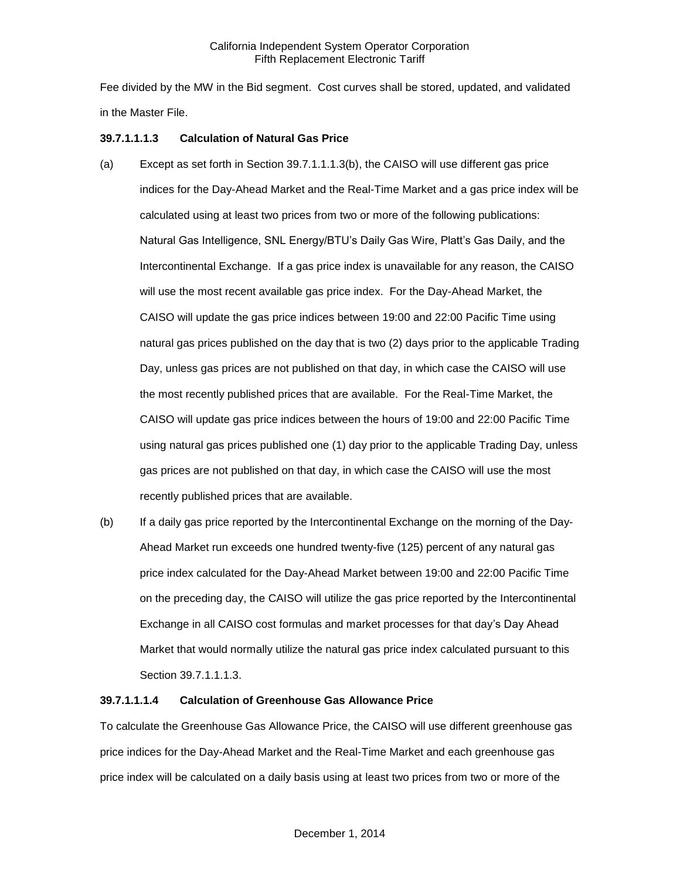Fee divided by the MW in the Bid segment. Cost curves shall be stored, updated, and validated in the Master File.

**39.7.1.1.1.3 Calculation of Natural Gas Price**

(a) Except as set forth in Section 39.7.1.1.1.3(b), the CAISO will use different gas price indices for the Day-Ahead Market and the Real-Time Market and a gas price index will be calculated using at least two prices from two or more of the following publications: Natural Gas Intelligence, SNL Energy/BTU's Daily Gas Wire, Platt's Gas Daily, and the Intercontinental Exchange. If a gas price index is unavailable for any reason, the CAISO will use the most recent available gas price index. For the Day-Ahead Market, the CAISO will update the gas price indices between 19:00 and 22:00 Pacific Time using natural gas prices published on the day that is two (2) days prior to the applicable Trading Day, unless gas prices are not published on that day, in which case the CAISO will use the most recently published prices that are available. For the Real-Time Market, the CAISO will update gas price indices between the hours of 19:00 and 22:00 Pacific Time using natural gas prices published one (1) day prior to the applicable Trading Day, unless gas prices are not published on that day, in which case the CAISO will use the most recently published prices that are available.

(b) If a daily gas price reported by the Intercontinental Exchange on the morning of the Day-Ahead Market run exceeds one hundred twenty-five (125) percent of any natural gas price index calculated for the Day-Ahead Market between 19:00 and 22:00 Pacific Time on the preceding day, the CAISO will utilize the gas price reported by the Intercontinental Exchange in all CAISO cost formulas and market processes for that day's Day Ahead Market that would normally utilize the natural gas price index calculated pursuant to this Section 39.7.1.1.1.3.

**39.7.1.1.1.4 Calculation of Greenhouse Gas Allowance Price**

To calculate the Greenhouse Gas Allowance Price, the CAISO will use different greenhouse gas price indices for the Day-Ahead Market and the Real-Time Market and each greenhouse gas price index will be calculated on a daily basis using at least two prices from two or more of the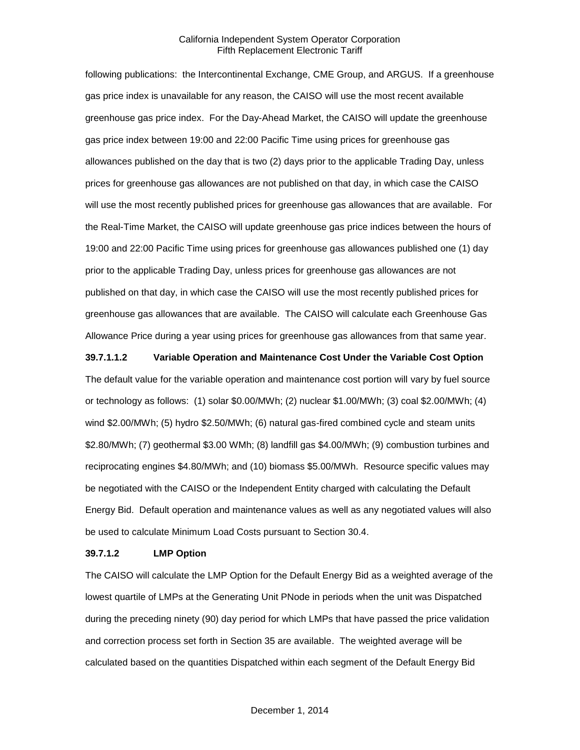following publications: the Intercontinental Exchange, CME Group, and ARGUS. If a greenhouse gas price index is unavailable for any reason, the CAISO will use the most recent available greenhouse gas price index. For the Day-Ahead Market, the CAISO will update the greenhouse gas price index between 19:00 and 22:00 Pacific Time using prices for greenhouse gas allowances published on the day that is two (2) days prior to the applicable Trading Day, unless prices for greenhouse gas allowances are not published on that day, in which case the CAISO will use the most recently published prices for greenhouse gas allowances that are available. For the Real-Time Market, the CAISO will update greenhouse gas price indices between the hours of 19:00 and 22:00 Pacific Time using prices for greenhouse gas allowances published one (1) day prior to the applicable Trading Day, unless prices for greenhouse gas allowances are not published on that day, in which case the CAISO will use the most recently published prices for greenhouse gas allowances that are available. The CAISO will calculate each Greenhouse Gas Allowance Price during a year using prices for greenhouse gas allowances from that same year.

**39.7.1.1.2 Variable Operation and Maintenance Cost Under the Variable Cost Option**

The default value for the variable operation and maintenance cost portion will vary by fuel source or technology as follows: (1) solar $0.00/MWh; (2) nuclear $1.00/MWh; (3) coal $2.00/MWh; (4) wind $2.00/MWh; (5) hydro $2.50/MWh; (6) natural gas-fired combined cycle and steam units $2.80/MWh; (7) geothermal $3.00 WMh; (8) landfill gas $4.00/MWh; (9) combustion turbines and reciprocating engines $4.80/MWh; and (10) biomass $5.00/MWh. Resource specific values may be negotiated with the CAISO or the Independent Entity charged with calculating the Default Energy Bid. Default operation and maintenance values as well as any negotiated values will also be used to calculate Minimum Load Costs pursuant to Section 30.4.

**39.7.1.2 LMP Option**

The CAISO will calculate the LMP Option for the Default Energy Bid as a weighted average of the lowest quartile of LMPs at the Generating Unit PNode in periods when the unit was Dispatched during the preceding ninety (90) day period for which LMPs that have passed the price validation and correction process set forth in Section 35 are available. The weighted average will be calculated based on the quantities Dispatched within each segment of the Default Energy Bid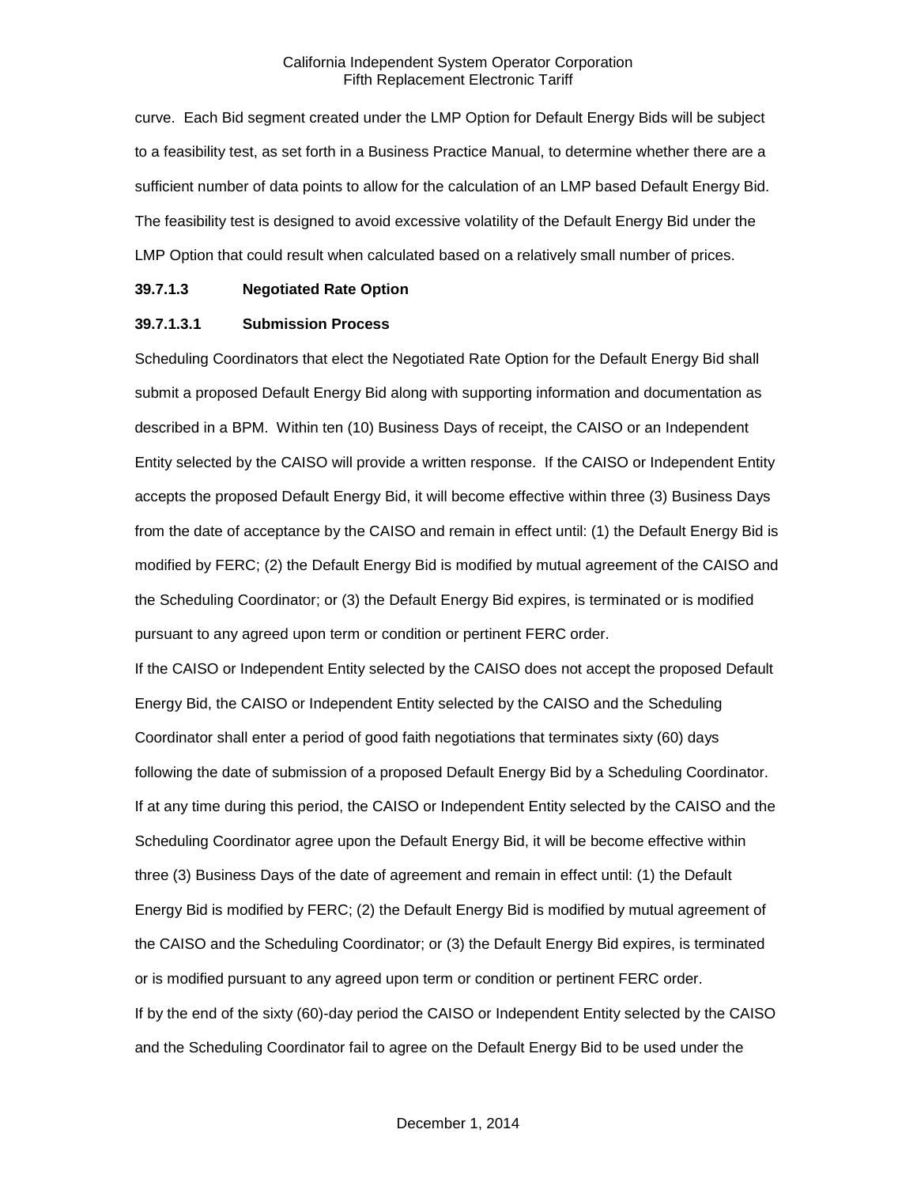curve. Each Bid segment created under the LMP Option for Default Energy Bids will be subject to a feasibility test, as set forth in a Business Practice Manual, to determine whether there are a sufficient number of data points to allow for the calculation of an LMP based Default Energy Bid. The feasibility test is designed to avoid excessive volatility of the Default Energy Bid under the LMP Option that could result when calculated based on a relatively small number of prices.

**39.7.1.3 Negotiated Rate Option**

**39.7.1.3.1 Submission Process**

Scheduling Coordinators that elect the Negotiated Rate Option for the Default Energy Bid shall submit a proposed Default Energy Bid along with supporting information and documentation as described in a BPM. Within ten (10) Business Days of receipt, the CAISO or an Independent Entity selected by the CAISO will provide a written response. If the CAISO or Independent Entity accepts the proposed Default Energy Bid, it will become effective within three (3) Business Days from the date of acceptance by the CAISO and remain in effect until: (1) the Default Energy Bid is modified by FERC; (2) the Default Energy Bid is modified by mutual agreement of the CAISO and the Scheduling Coordinator; or (3) the Default Energy Bid expires, is terminated or is modified pursuant to any agreed upon term or condition or pertinent FERC order.

If the CAISO or Independent Entity selected by the CAISO does not accept the proposed Default Energy Bid, the CAISO or Independent Entity selected by the CAISO and the Scheduling Coordinator shall enter a period of good faith negotiations that terminates sixty (60) days following the date of submission of a proposed Default Energy Bid by a Scheduling Coordinator. If at any time during this period, the CAISO or Independent Entity selected by the CAISO and the Scheduling Coordinator agree upon the Default Energy Bid, it will be become effective within three (3) Business Days of the date of agreement and remain in effect until: (1) the Default Energy Bid is modified by FERC; (2) the Default Energy Bid is modified by mutual agreement of the CAISO and the Scheduling Coordinator; or (3) the Default Energy Bid expires, is terminated or is modified pursuant to any agreed upon term or condition or pertinent FERC order.

If by the end of the sixty (60)-day period the CAISO or Independent Entity selected by the CAISO and the Scheduling Coordinator fail to agree on the Default Energy Bid to be used under the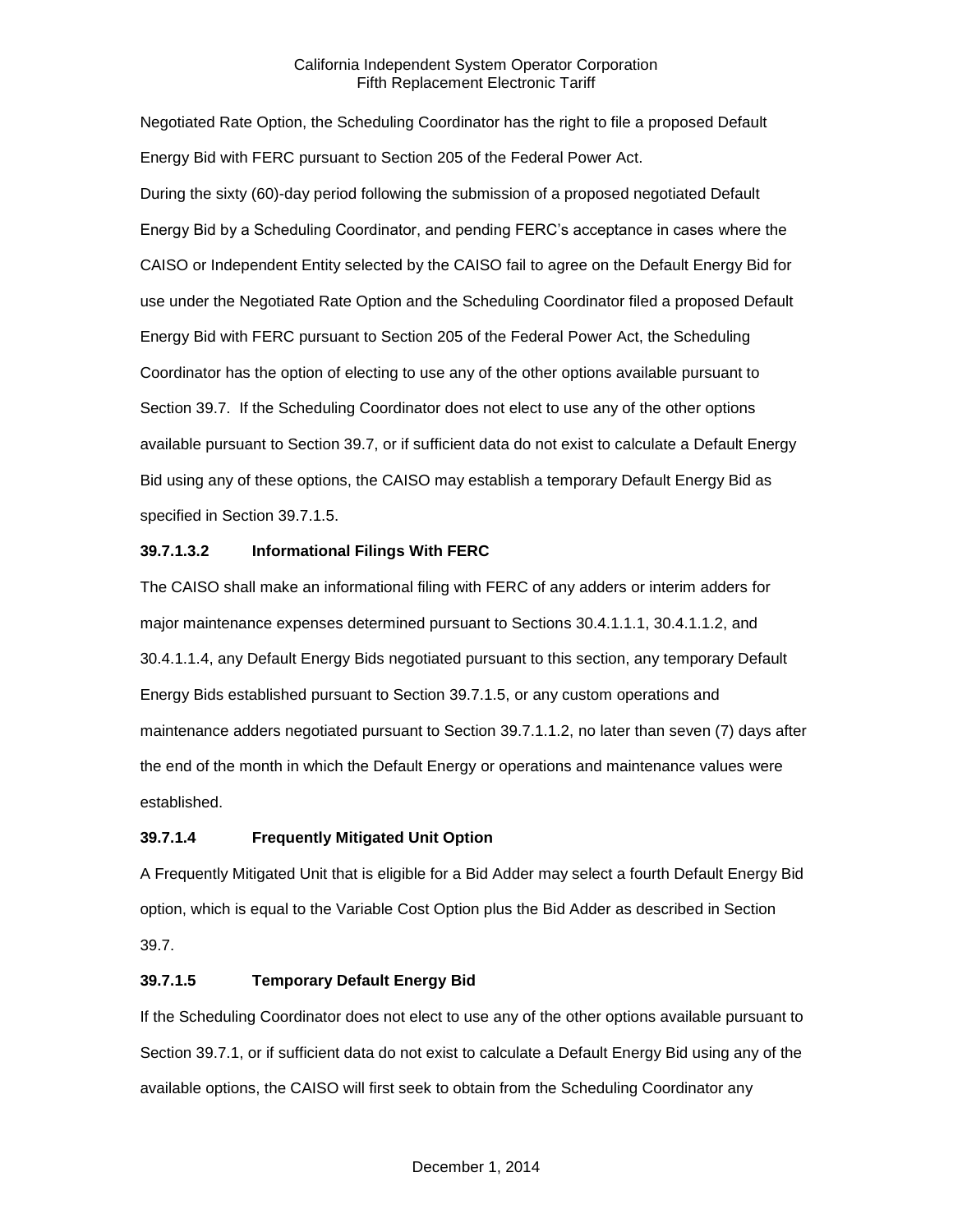Negotiated Rate Option, the Scheduling Coordinator has the right to file a proposed Default Energy Bid with FERC pursuant to Section 205 of the Federal Power Act.

During the sixty (60)-day period following the submission of a proposed negotiated Default Energy Bid by a Scheduling Coordinator, and pending FERC's acceptance in cases where the CAISO or Independent Entity selected by the CAISO fail to agree on the Default Energy Bid for use under the Negotiated Rate Option and the Scheduling Coordinator filed a proposed Default Energy Bid with FERC pursuant to Section 205 of the Federal Power Act, the Scheduling Coordinator has the option of electing to use any of the other options available pursuant to Section 39.7. If the Scheduling Coordinator does not elect to use any of the other options available pursuant to Section 39.7, or if sufficient data do not exist to calculate a Default Energy Bid using any of these options, the CAISO may establish a temporary Default Energy Bid as specified in Section 39.7.1.5.

**39.7.1.3.2 Informational Filings With FERC**

The CAISO shall make an informational filing with FERC of any adders or interim adders for major maintenance expenses determined pursuant to Sections 30.4.1.1.1, 30.4.1.1.2, and 30.4.1.1.4, any Default Energy Bids negotiated pursuant to this section, any temporary Default Energy Bids established pursuant to Section 39.7.1.5, or any custom operations and maintenance adders negotiated pursuant to Section 39.7.1.1.2, no later than seven (7) days after the end of the month in which the Default Energy or operations and maintenance values were established.

**39.7.1.4 Frequently Mitigated Unit Option**

A Frequently Mitigated Unit that is eligible for a Bid Adder may select a fourth Default Energy Bid option, which is equal to the Variable Cost Option plus the Bid Adder as described in Section 39.7.

**39.7.1.5 Temporary Default Energy Bid**

If the Scheduling Coordinator does not elect to use any of the other options available pursuant to Section 39.7.1, or if sufficient data do not exist to calculate a Default Energy Bid using any of the available options, the CAISO will first seek to obtain from the Scheduling Coordinator any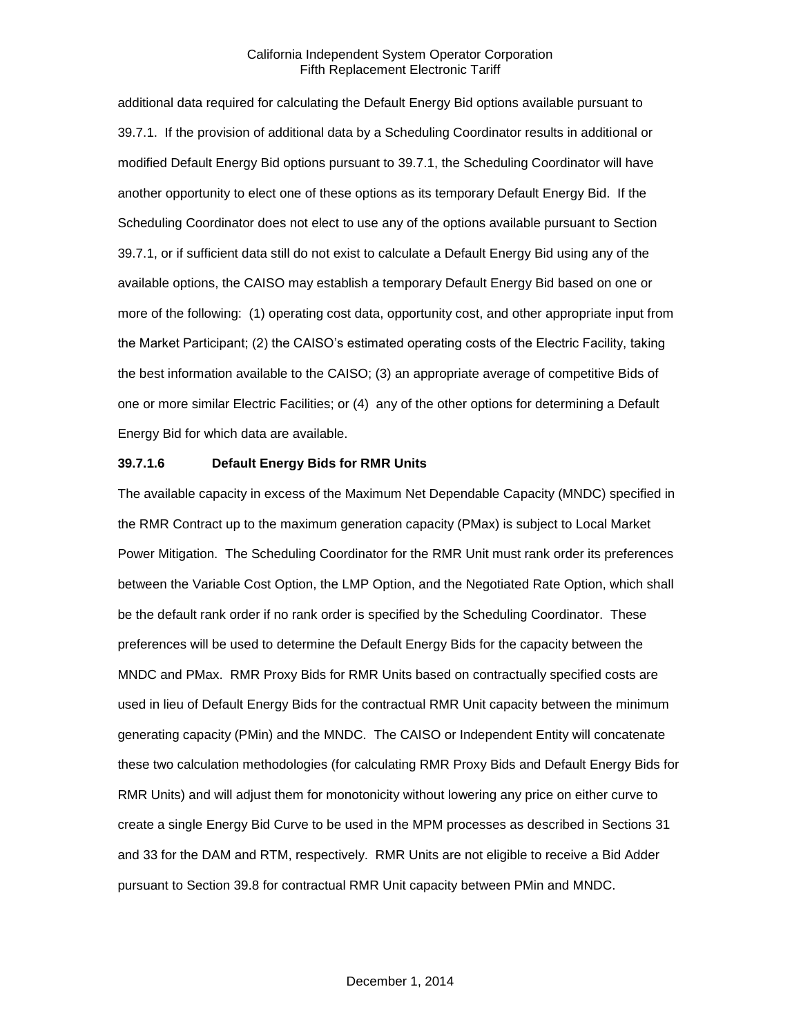additional data required for calculating the Default Energy Bid options available pursuant to 39.7.1. If the provision of additional data by a Scheduling Coordinator results in additional or modified Default Energy Bid options pursuant to 39.7.1, the Scheduling Coordinator will have another opportunity to elect one of these options as its temporary Default Energy Bid. If the Scheduling Coordinator does not elect to use any of the options available pursuant to Section 39.7.1, or if sufficient data still do not exist to calculate a Default Energy Bid using any of the available options, the CAISO may establish a temporary Default Energy Bid based on one or more of the following: (1) operating cost data, opportunity cost, and other appropriate input from the Market Participant; (2) the CAISO's estimated operating costs of the Electric Facility, taking the best information available to the CAISO; (3) an appropriate average of competitive Bids of one or more similar Electric Facilities; or (4) any of the other options for determining a Default Energy Bid for which data are available.

**39.7.1.6 Default Energy Bids for RMR Units**

The available capacity in excess of the Maximum Net Dependable Capacity (MNDC) specified in the RMR Contract up to the maximum generation capacity (PMax) is subject to Local Market Power Mitigation. The Scheduling Coordinator for the RMR Unit must rank order its preferences between the Variable Cost Option, the LMP Option, and the Negotiated Rate Option, which shall be the default rank order if no rank order is specified by the Scheduling Coordinator. These preferences will be used to determine the Default Energy Bids for the capacity between the MNDC and PMax. RMR Proxy Bids for RMR Units based on contractually specified costs are used in lieu of Default Energy Bids for the contractual RMR Unit capacity between the minimum generating capacity (PMin) and the MNDC. The CAISO or Independent Entity will concatenate these two calculation methodologies (for calculating RMR Proxy Bids and Default Energy Bids for RMR Units) and will adjust them for monotonicity without lowering any price on either curve to create a single Energy Bid Curve to be used in the MPM processes as described in Sections 31 and 33 for the DAM and RTM, respectively. RMR Units are not eligible to receive a Bid Adder pursuant to Section 39.8 for contractual RMR Unit capacity between PMin and MNDC.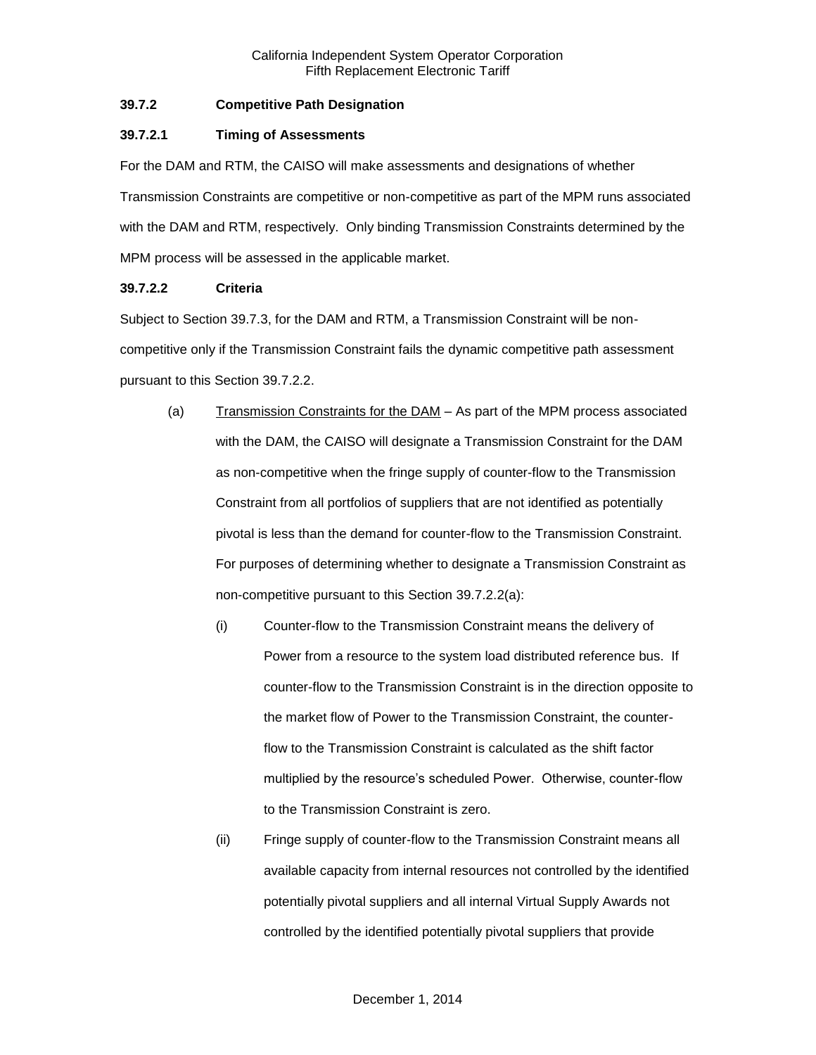### 39.7.2 Competitive Path Designation

#### 39.7.2.1 Timing of Assessments

For the DAM and RTM, the CAISO will make assessments and designations of whether Transmission Constraints are competitive or non-competitive as part of the MPM runs associated with the DAM and RTM, respectively. Only binding Transmission Constraints determined by the MPM process will be assessed in the applicable market.

#### 39.7.2.2 Criteria

Subject to Section 39.7.3, for the DAM and RTM, a Transmission Constraint will be non-competitive only if the Transmission Constraint fails the dynamic competitive path assessment pursuant to this Section 39.7.2.2.

(a) Transmission Constraints for the DAM – As part of the MPM process associated with the DAM, the CAISO will designate a Transmission Constraint for the DAM as non-competitive when the fringe supply of counter-flow to the Transmission Constraint from all portfolios of suppliers that are not identified as potentially pivotal is less than the demand for counter-flow to the Transmission Constraint. For purposes of determining whether to designate a Transmission Constraint as non-competitive pursuant to this Section 39.7.2.2(a):

(i) Counter-flow to the Transmission Constraint means the delivery of Power from a resource to the system load distributed reference bus. If counter-flow to the Transmission Constraint is in the direction opposite to the market flow of Power to the Transmission Constraint, the counter-flow to the Transmission Constraint is calculated as the shift factor multiplied by the resource's scheduled Power. Otherwise, counter-flow to the Transmission Constraint is zero.

(ii) Fringe supply of counter-flow to the Transmission Constraint means all available capacity from internal resources not controlled by the identified potentially pivotal suppliers and all internal Virtual Supply Awards not controlled by the identified potentially pivotal suppliers that provide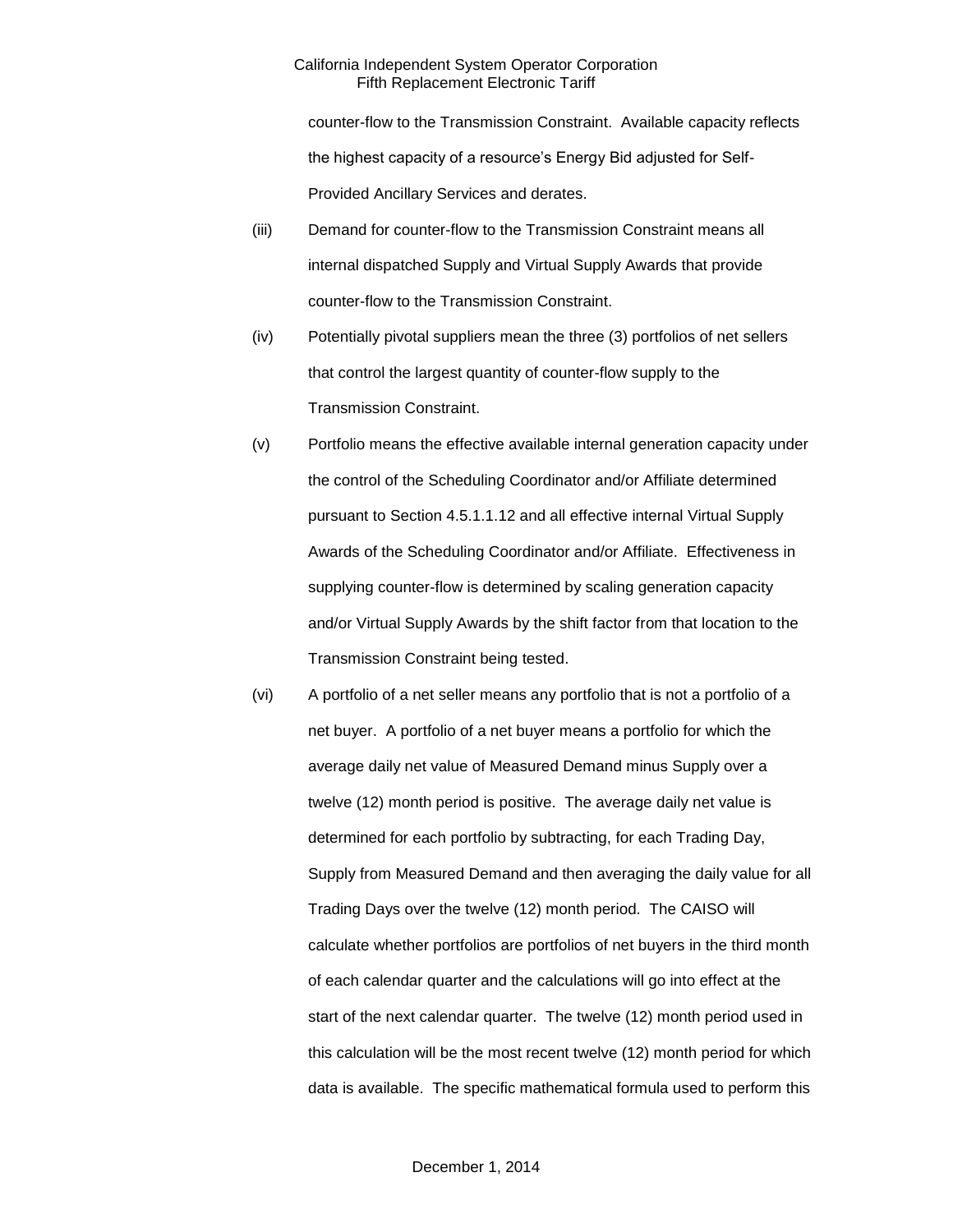counter-flow to the Transmission Constraint. Available capacity reflects the highest capacity of a resource's Energy Bid adjusted for Self-Provided Ancillary Services and derates.

(iii) Demand for counter-flow to the Transmission Constraint means all internal dispatched Supply and Virtual Supply Awards that provide counter-flow to the Transmission Constraint.

(iv) Potentially pivotal suppliers mean the three (3) portfolios of net sellers that control the largest quantity of counter-flow supply to the Transmission Constraint.

(v) Portfolio means the effective available internal generation capacity under the control of the Scheduling Coordinator and/or Affiliate determined pursuant to Section 4.5.1.1.12 and all effective internal Virtual Supply Awards of the Scheduling Coordinator and/or Affiliate. Effectiveness in supplying counter-flow is determined by scaling generation capacity and/or Virtual Supply Awards by the shift factor from that location to the Transmission Constraint being tested.

(vi) A portfolio of a net seller means any portfolio that is not a portfolio of a net buyer. A portfolio of a net buyer means a portfolio for which the average daily net value of Measured Demand minus Supply over a twelve (12) month period is positive. The average daily net value is determined for each portfolio by subtracting, for each Trading Day, Supply from Measured Demand and then averaging the daily value for all Trading Days over the twelve (12) month period. The CAISO will calculate whether portfolios are portfolios of net buyers in the third month of each calendar quarter and the calculations will go into effect at the start of the next calendar quarter. The twelve (12) month period used in this calculation will be the most recent twelve (12) month period for which data is available. The specific mathematical formula used to perform this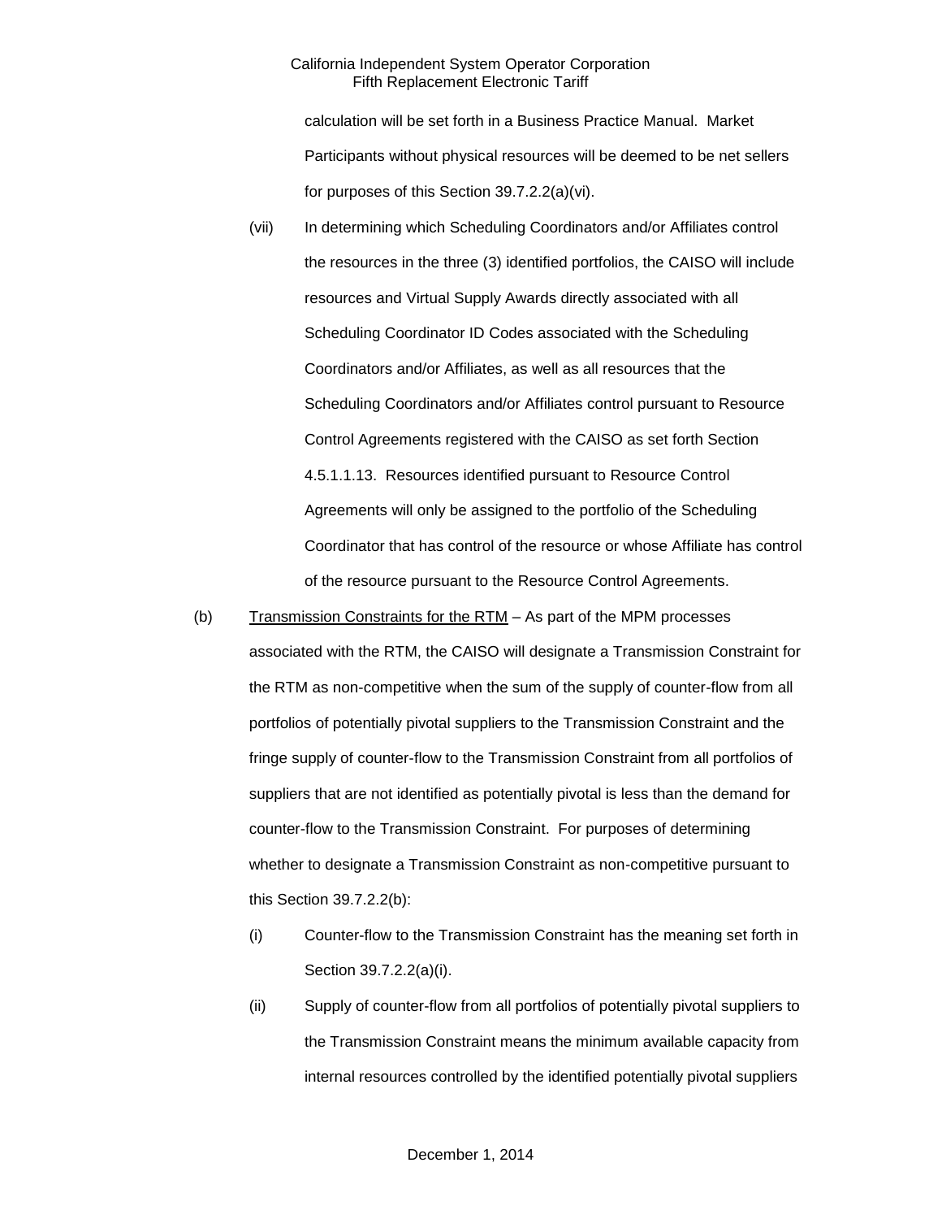calculation will be set forth in a Business Practice Manual. Market Participants without physical resources will be deemed to be net sellers for purposes of this Section 39.7.2.2(a)(vi).

(vii) In determining which Scheduling Coordinators and/or Affiliates control the resources in the three (3) identified portfolios, the CAISO will include resources and Virtual Supply Awards directly associated with all Scheduling Coordinator ID Codes associated with the Scheduling Coordinators and/or Affiliates, as well as all resources that the Scheduling Coordinators and/or Affiliates control pursuant to Resource Control Agreements registered with the CAISO as set forth Section 4.5.1.1.13. Resources identified pursuant to Resource Control Agreements will only be assigned to the portfolio of the Scheduling Coordinator that has control of the resource or whose Affiliate has control of the resource pursuant to the Resource Control Agreements.

(b) Transmission Constraints for the RTM – As part of the MPM processes associated with the RTM, the CAISO will designate a Transmission Constraint for the RTM as non-competitive when the sum of the supply of counter-flow from all portfolios of potentially pivotal suppliers to the Transmission Constraint and the fringe supply of counter-flow to the Transmission Constraint from all portfolios of suppliers that are not identified as potentially pivotal is less than the demand for counter-flow to the Transmission Constraint. For purposes of determining whether to designate a Transmission Constraint as non-competitive pursuant to this Section 39.7.2.2(b):

(i) Counter-flow to the Transmission Constraint has the meaning set forth in Section 39.7.2.2(a)(i).

(ii) Supply of counter-flow from all portfolios of potentially pivotal suppliers to the Transmission Constraint means the minimum available capacity from internal resources controlled by the identified potentially pivotal suppliers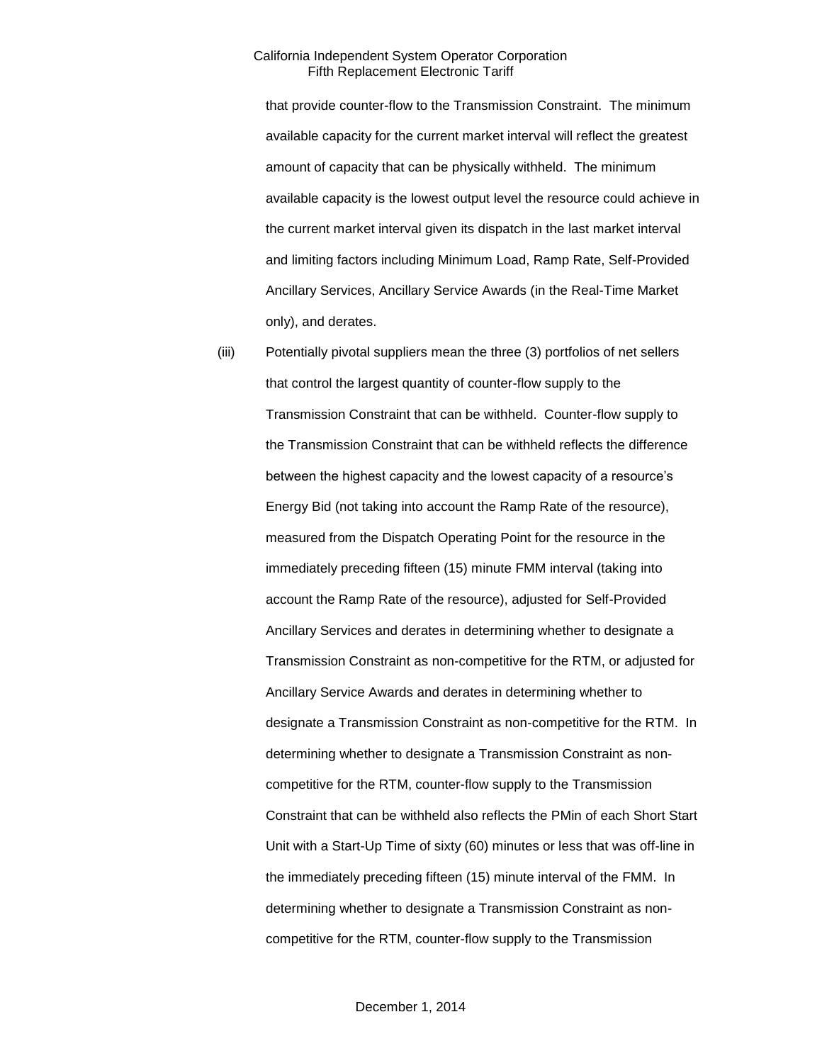that provide counter-flow to the Transmission Constraint. The minimum available capacity for the current market interval will reflect the greatest amount of capacity that can be physically withheld. The minimum available capacity is the lowest output level the resource could achieve in the current market interval given its dispatch in the last market interval and limiting factors including Minimum Load, Ramp Rate, Self-Provided Ancillary Services, Ancillary Service Awards (in the Real-Time Market only), and derates.

(iii) Potentially pivotal suppliers mean the three (3) portfolios of net sellers that control the largest quantity of counter-flow supply to the Transmission Constraint that can be withheld. Counter-flow supply to the Transmission Constraint that can be withheld reflects the difference between the highest capacity and the lowest capacity of a resource's Energy Bid (not taking into account the Ramp Rate of the resource), measured from the Dispatch Operating Point for the resource in the immediately preceding fifteen (15) minute FMM interval (taking into account the Ramp Rate of the resource), adjusted for Self-Provided Ancillary Services and derates in determining whether to designate a Transmission Constraint as non-competitive for the RTM, or adjusted for Ancillary Service Awards and derates in determining whether to designate a Transmission Constraint as non-competitive for the RTM. In determining whether to designate a Transmission Constraint as non-competitive for the RTM, counter-flow supply to the Transmission Constraint that can be withheld also reflects the PMin of each Short Start Unit with a Start-Up Time of sixty (60) minutes or less that was off-line in the immediately preceding fifteen (15) minute interval of the FMM. In determining whether to designate a Transmission Constraint as non-competitive for the RTM, counter-flow supply to the Transmission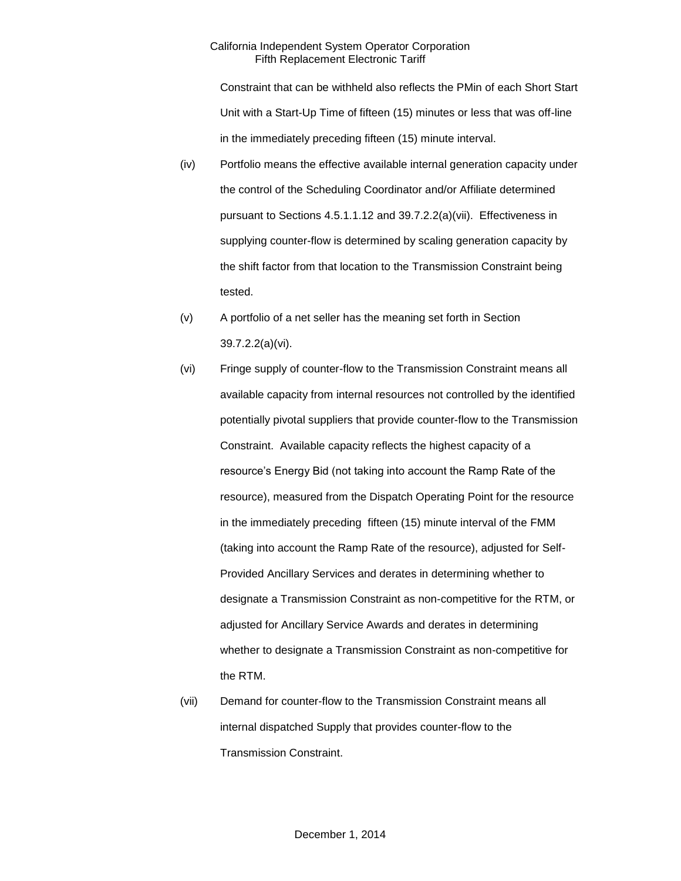Constraint that can be withheld also reflects the PMin of each Short Start Unit with a Start-Up Time of fifteen (15) minutes or less that was off-line in the immediately preceding fifteen (15) minute interval.

(iv) Portfolio means the effective available internal generation capacity under the control of the Scheduling Coordinator and/or Affiliate determined pursuant to Sections 4.5.1.1.12 and 39.7.2.2(a)(vii). Effectiveness in supplying counter-flow is determined by scaling generation capacity by the shift factor from that location to the Transmission Constraint being tested.

(v) A portfolio of a net seller has the meaning set forth in Section 39.7.2.2(a)(vi).

(vi) Fringe supply of counter-flow to the Transmission Constraint means all available capacity from internal resources not controlled by the identified potentially pivotal suppliers that provide counter-flow to the Transmission Constraint. Available capacity reflects the highest capacity of a resource's Energy Bid (not taking into account the Ramp Rate of the resource), measured from the Dispatch Operating Point for the resource in the immediately preceding fifteen (15) minute interval of the FMM (taking into account the Ramp Rate of the resource), adjusted for Self-Provided Ancillary Services and derates in determining whether to designate a Transmission Constraint as non-competitive for the RTM, or adjusted for Ancillary Service Awards and derates in determining whether to designate a Transmission Constraint as non-competitive for the RTM.

(vii) Demand for counter-flow to the Transmission Constraint means all internal dispatched Supply that provides counter-flow to the Transmission Constraint.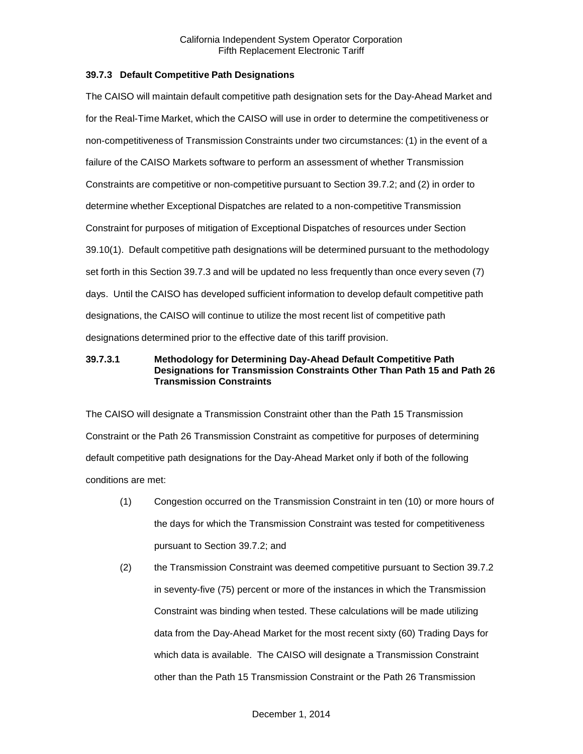### 39.7.3 Default Competitive Path Designations

The CAISO will maintain default competitive path designation sets for the Day-Ahead Market and for the Real-Time Market, which the CAISO will use in order to determine the competitiveness or non-competitiveness of Transmission Constraints under two circumstances: (1) in the event of a failure of the CAISO Markets software to perform an assessment of whether Transmission Constraints are competitive or non-competitive pursuant to Section 39.7.2; and (2) in order to determine whether Exceptional Dispatches are related to a non-competitive Transmission Constraint for purposes of mitigation of Exceptional Dispatches of resources under Section 39.10(1). Default competitive path designations will be determined pursuant to the methodology set forth in this Section 39.7.3 and will be updated no less frequently than once every seven (7) days. Until the CAISO has developed sufficient information to develop default competitive path designations, the CAISO will continue to utilize the most recent list of competitive path designations determined prior to the effective date of this tariff provision.

#### 39.7.3.1 Methodology for Determining Day-Ahead Default Competitive Path Designations for Transmission Constraints Other Than Path 15 and Path 26 Transmission Constraints

The CAISO will designate a Transmission Constraint other than the Path 15 Transmission Constraint or the Path 26 Transmission Constraint as competitive for purposes of determining default competitive path designations for the Day-Ahead Market only if both of the following conditions are met:

(1) Congestion occurred on the Transmission Constraint in ten (10) or more hours of the days for which the Transmission Constraint was tested for competitiveness pursuant to Section 39.7.2; and

(2) the Transmission Constraint was deemed competitive pursuant to Section 39.7.2 in seventy-five (75) percent or more of the instances in which the Transmission Constraint was binding when tested. These calculations will be made utilizing data from the Day-Ahead Market for the most recent sixty (60) Trading Days for which data is available. The CAISO will designate a Transmission Constraint other than the Path 15 Transmission Constraint or the Path 26 Transmission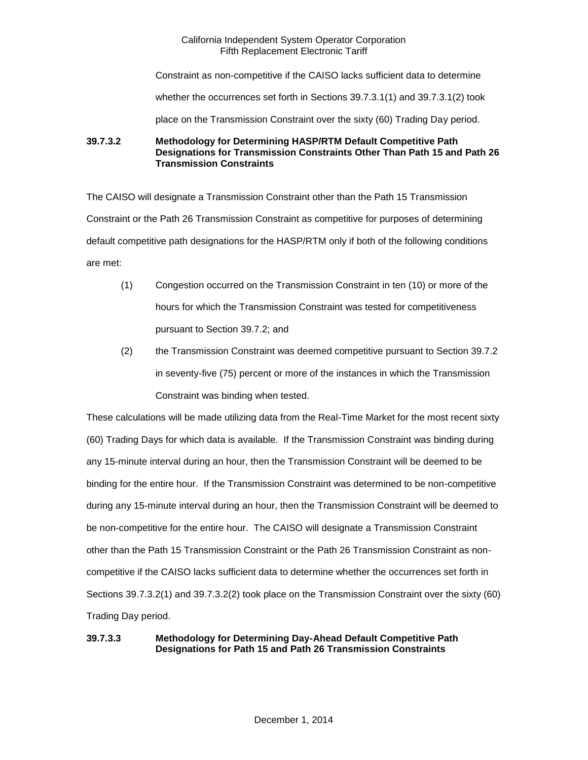Constraint as non-competitive if the CAISO lacks sufficient data to determine whether the occurrences set forth in Sections 39.7.3.1(1) and 39.7.3.1(2) took place on the Transmission Constraint over the sixty (60) Trading Day period.

**39.7.3.2 Methodology for Determining HASP/RTM Default Competitive Path Designations for Transmission Constraints Other Than Path 15 and Path 26 Transmission Constraints**

The CAISO will designate a Transmission Constraint other than the Path 15 Transmission Constraint or the Path 26 Transmission Constraint as competitive for purposes of determining default competitive path designations for the HASP/RTM only if both of the following conditions are met:

(1) Congestion occurred on the Transmission Constraint in ten (10) or more of the hours for which the Transmission Constraint was tested for competitiveness pursuant to Section 39.7.2; and

(2) the Transmission Constraint was deemed competitive pursuant to Section 39.7.2 in seventy-five (75) percent or more of the instances in which the Transmission Constraint was binding when tested.

These calculations will be made utilizing data from the Real-Time Market for the most recent sixty (60) Trading Days for which data is available. If the Transmission Constraint was binding during any 15-minute interval during an hour, then the Transmission Constraint will be deemed to be binding for the entire hour. If the Transmission Constraint was determined to be non-competitive during any 15-minute interval during an hour, then the Transmission Constraint will be deemed to be non-competitive for the entire hour. The CAISO will designate a Transmission Constraint other than the Path 15 Transmission Constraint or the Path 26 Transmission Constraint as non-competitive if the CAISO lacks sufficient data to determine whether the occurrences set forth in Sections 39.7.3.2(1) and 39.7.3.2(2) took place on the Transmission Constraint over the sixty (60) Trading Day period.

**39.7.3.3 Methodology for Determining Day-Ahead Default Competitive Path Designations for Path 15 and Path 26 Transmission Constraints**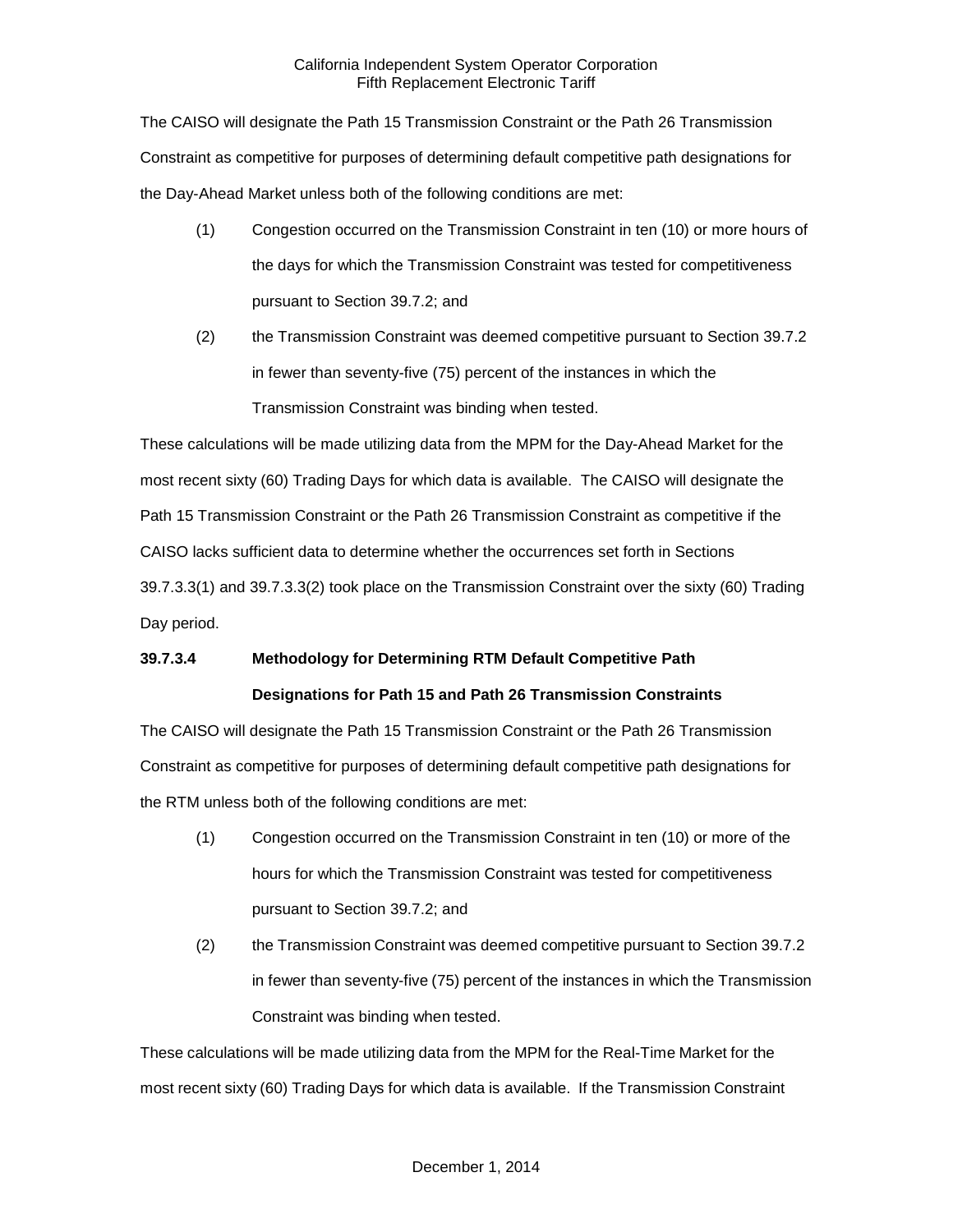The CAISO will designate the Path 15 Transmission Constraint or the Path 26 Transmission Constraint as competitive for purposes of determining default competitive path designations for the Day-Ahead Market unless both of the following conditions are met:

(1) Congestion occurred on the Transmission Constraint in ten (10) or more hours of the days for which the Transmission Constraint was tested for competitiveness pursuant to Section 39.7.2; and

(2) the Transmission Constraint was deemed competitive pursuant to Section 39.7.2 in fewer than seventy-five (75) percent of the instances in which the Transmission Constraint was binding when tested.

These calculations will be made utilizing data from the MPM for the Day-Ahead Market for the most recent sixty (60) Trading Days for which data is available. The CAISO will designate the Path 15 Transmission Constraint or the Path 26 Transmission Constraint as competitive if the CAISO lacks sufficient data to determine whether the occurrences set forth in Sections 39.7.3.3(1) and 39.7.3.3(2) took place on the Transmission Constraint over the sixty (60) Trading Day period.

**39.7.3.4 Methodology for Determining RTM Default Competitive Path Designations for Path 15 and Path 26 Transmission Constraints**

The CAISO will designate the Path 15 Transmission Constraint or the Path 26 Transmission Constraint as competitive for purposes of determining default competitive path designations for the RTM unless both of the following conditions are met:

(1) Congestion occurred on the Transmission Constraint in ten (10) or more of the hours for which the Transmission Constraint was tested for competitiveness pursuant to Section 39.7.2; and

(2) the Transmission Constraint was deemed competitive pursuant to Section 39.7.2 in fewer than seventy-five (75) percent of the instances in which the Transmission Constraint was binding when tested.

These calculations will be made utilizing data from the MPM for the Real-Time Market for the most recent sixty (60) Trading Days for which data is available. If the Transmission Constraint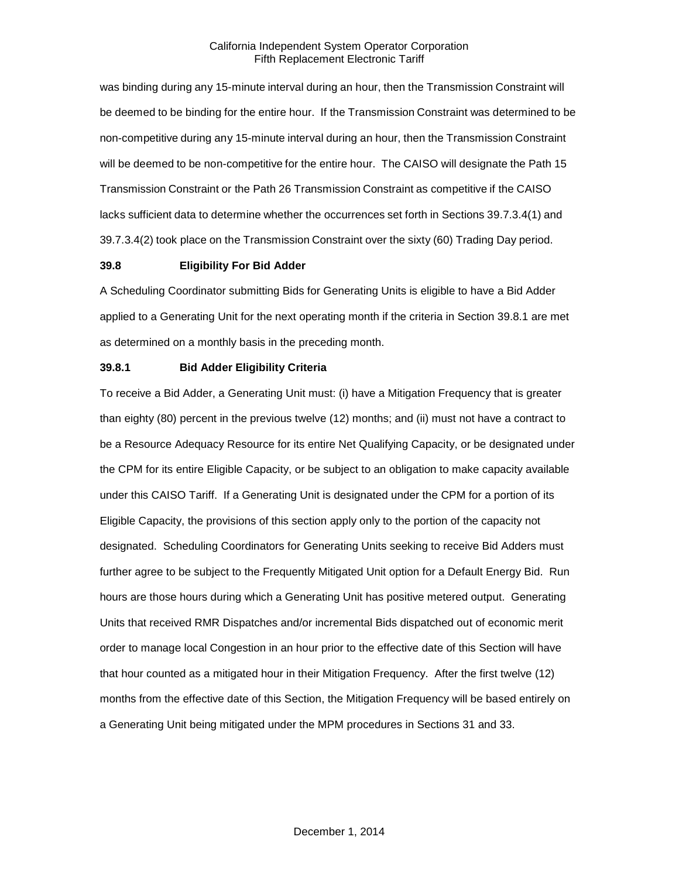was binding during any 15-minute interval during an hour, then the Transmission Constraint will be deemed to be binding for the entire hour. If the Transmission Constraint was determined to be non-competitive during any 15-minute interval during an hour, then the Transmission Constraint will be deemed to be non-competitive for the entire hour. The CAISO will designate the Path 15 Transmission Constraint or the Path 26 Transmission Constraint as competitive if the CAISO lacks sufficient data to determine whether the occurrences set forth in Sections 39.7.3.4(1) and 39.7.3.4(2) took place on the Transmission Constraint over the sixty (60) Trading Day period.

### 39.8 Eligibility For Bid Adder

A Scheduling Coordinator submitting Bids for Generating Units is eligible to have a Bid Adder applied to a Generating Unit for the next operating month if the criteria in Section 39.8.1 are met as determined on a monthly basis in the preceding month.

#### 39.8.1 Bid Adder Eligibility Criteria

To receive a Bid Adder, a Generating Unit must: (i) have a Mitigation Frequency that is greater than eighty (80) percent in the previous twelve (12) months; and (ii) must not have a contract to be a Resource Adequacy Resource for its entire Net Qualifying Capacity, or be designated under the CPM for its entire Eligible Capacity, or be subject to an obligation to make capacity available under this CAISO Tariff. If a Generating Unit is designated under the CPM for a portion of its Eligible Capacity, the provisions of this section apply only to the portion of the capacity not designated. Scheduling Coordinators for Generating Units seeking to receive Bid Adders must further agree to be subject to the Frequently Mitigated Unit option for a Default Energy Bid. Run hours are those hours during which a Generating Unit has positive metered output. Generating Units that received RMR Dispatches and/or incremental Bids dispatched out of economic merit order to manage local Congestion in an hour prior to the effective date of this Section will have that hour counted as a mitigated hour in their Mitigation Frequency. After the first twelve (12) months from the effective date of this Section, the Mitigation Frequency will be based entirely on a Generating Unit being mitigated under the MPM procedures in Sections 31 and 33.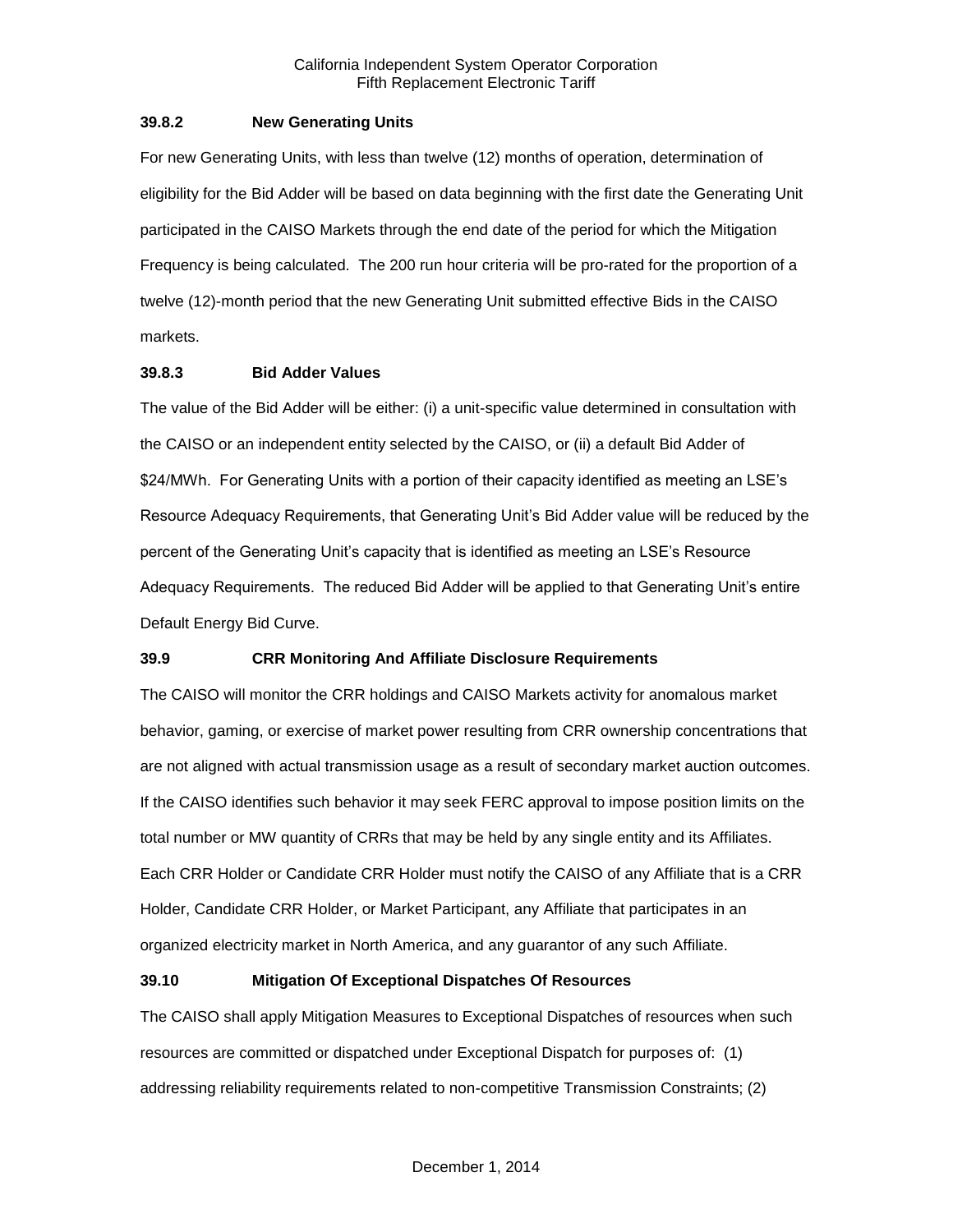### 39.8.2 New Generating Units

For new Generating Units, with less than twelve (12) months of operation, determination of eligibility for the Bid Adder will be based on data beginning with the first date the Generating Unit participated in the CAISO Markets through the end date of the period for which the Mitigation Frequency is being calculated. The 200 run hour criteria will be pro-rated for the proportion of a twelve (12)-month period that the new Generating Unit submitted effective Bids in the CAISO markets.

### 39.8.3 Bid Adder Values

The value of the Bid Adder will be either: (i) a unit-specific value determined in consultation with the CAISO or an independent entity selected by the CAISO, or (ii) a default Bid Adder of $24/MWh. For Generating Units with a portion of their capacity identified as meeting an LSE's Resource Adequacy Requirements, that Generating Unit's Bid Adder value will be reduced by the percent of the Generating Unit's capacity that is identified as meeting an LSE's Resource Adequacy Requirements. The reduced Bid Adder will be applied to that Generating Unit's entire Default Energy Bid Curve.

### 39.9 CRR Monitoring And Affiliate Disclosure Requirements

The CAISO will monitor the CRR holdings and CAISO Markets activity for anomalous market behavior, gaming, or exercise of market power resulting from CRR ownership concentrations that are not aligned with actual transmission usage as a result of secondary market auction outcomes. If the CAISO identifies such behavior it may seek FERC approval to impose position limits on the total number or MW quantity of CRRs that may be held by any single entity and its Affiliates. Each CRR Holder or Candidate CRR Holder must notify the CAISO of any Affiliate that is a CRR Holder, Candidate CRR Holder, or Market Participant, any Affiliate that participates in an organized electricity market in North America, and any guarantor of any such Affiliate.

### 39.10 Mitigation Of Exceptional Dispatches Of Resources

The CAISO shall apply Mitigation Measures to Exceptional Dispatches of resources when such resources are committed or dispatched under Exceptional Dispatch for purposes of: (1) addressing reliability requirements related to non-competitive Transmission Constraints; (2)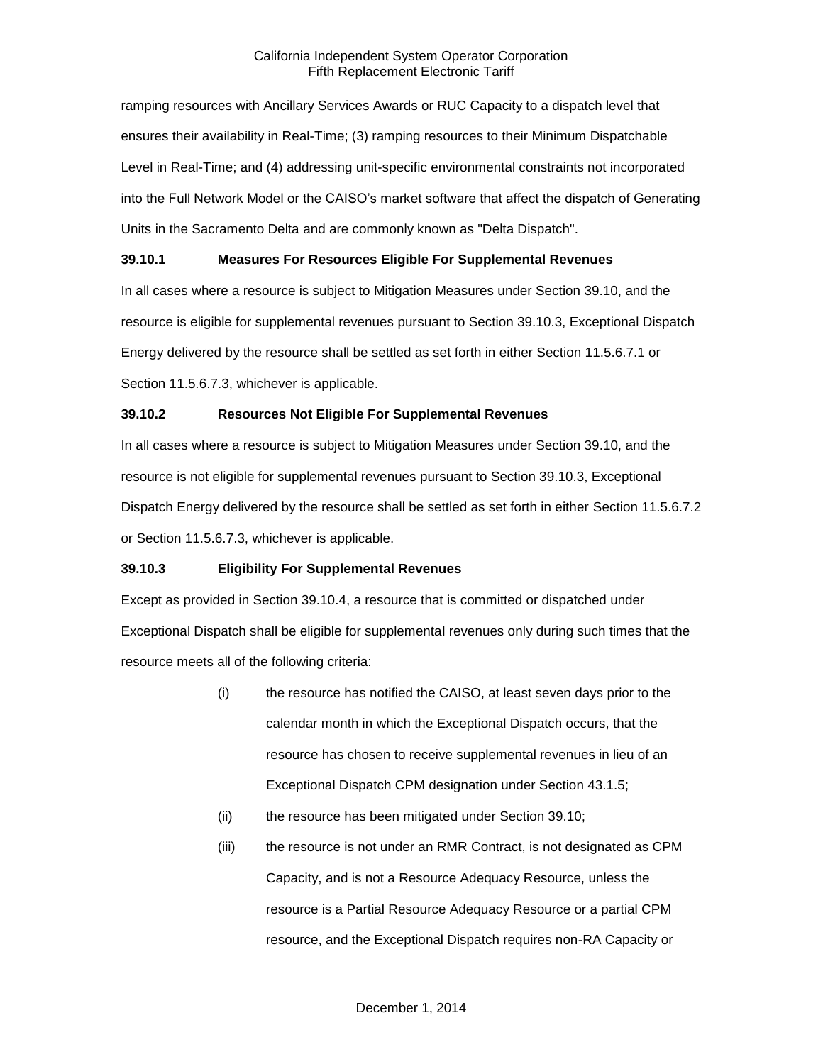ramping resources with Ancillary Services Awards or RUC Capacity to a dispatch level that ensures their availability in Real-Time; (3) ramping resources to their Minimum Dispatchable Level in Real-Time; and (4) addressing unit-specific environmental constraints not incorporated into the Full Network Model or the CAISO's market software that affect the dispatch of Generating Units in the Sacramento Delta and are commonly known as "Delta Dispatch".

**39.10.1 Measures For Resources Eligible For Supplemental Revenues**

In all cases where a resource is subject to Mitigation Measures under Section 39.10, and the resource is eligible for supplemental revenues pursuant to Section 39.10.3, Exceptional Dispatch Energy delivered by the resource shall be settled as set forth in either Section 11.5.6.7.1 or Section 11.5.6.7.3, whichever is applicable.

**39.10.2 Resources Not Eligible For Supplemental Revenues**

In all cases where a resource is subject to Mitigation Measures under Section 39.10, and the resource is not eligible for supplemental revenues pursuant to Section 39.10.3, Exceptional Dispatch Energy delivered by the resource shall be settled as set forth in either Section 11.5.6.7.2 or Section 11.5.6.7.3, whichever is applicable.

**39.10.3 Eligibility For Supplemental Revenues**

Except as provided in Section 39.10.4, a resource that is committed or dispatched under Exceptional Dispatch shall be eligible for supplemental revenues only during such times that the resource meets all of the following criteria:

(i) the resource has notified the CAISO, at least seven days prior to the calendar month in which the Exceptional Dispatch occurs, that the resource has chosen to receive supplemental revenues in lieu of an Exceptional Dispatch CPM designation under Section 43.1.5;

(ii) the resource has been mitigated under Section 39.10;

(iii) the resource is not under an RMR Contract, is not designated as CPM Capacity, and is not a Resource Adequacy Resource, unless the resource is a Partial Resource Adequacy Resource or a partial CPM resource, and the Exceptional Dispatch requires non-RA Capacity or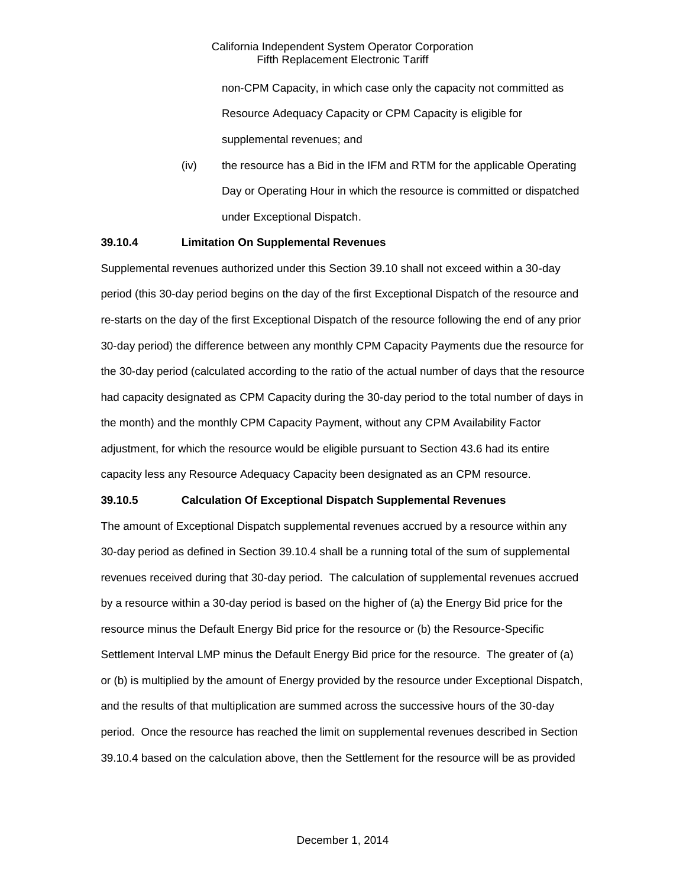non-CPM Capacity, in which case only the capacity not committed as Resource Adequacy Capacity or CPM Capacity is eligible for supplemental revenues; and

(iv) the resource has a Bid in the IFM and RTM for the applicable Operating Day or Operating Hour in which the resource is committed or dispatched under Exceptional Dispatch.

**39.10.4 Limitation On Supplemental Revenues**

Supplemental revenues authorized under this Section 39.10 shall not exceed within a 30-day period (this 30-day period begins on the day of the first Exceptional Dispatch of the resource and re-starts on the day of the first Exceptional Dispatch of the resource following the end of any prior 30-day period) the difference between any monthly CPM Capacity Payments due the resource for the 30-day period (calculated according to the ratio of the actual number of days that the resource had capacity designated as CPM Capacity during the 30-day period to the total number of days in the month) and the monthly CPM Capacity Payment, without any CPM Availability Factor adjustment, for which the resource would be eligible pursuant to Section 43.6 had its entire capacity less any Resource Adequacy Capacity been designated as an CPM resource.

**39.10.5 Calculation Of Exceptional Dispatch Supplemental Revenues**

The amount of Exceptional Dispatch supplemental revenues accrued by a resource within any 30-day period as defined in Section 39.10.4 shall be a running total of the sum of supplemental revenues received during that 30-day period. The calculation of supplemental revenues accrued by a resource within a 30-day period is based on the higher of (a) the Energy Bid price for the resource minus the Default Energy Bid price for the resource or (b) the Resource-Specific Settlement Interval LMP minus the Default Energy Bid price for the resource. The greater of (a) or (b) is multiplied by the amount of Energy provided by the resource under Exceptional Dispatch, and the results of that multiplication are summed across the successive hours of the 30-day period. Once the resource has reached the limit on supplemental revenues described in Section 39.10.4 based on the calculation above, then the Settlement for the resource will be as provided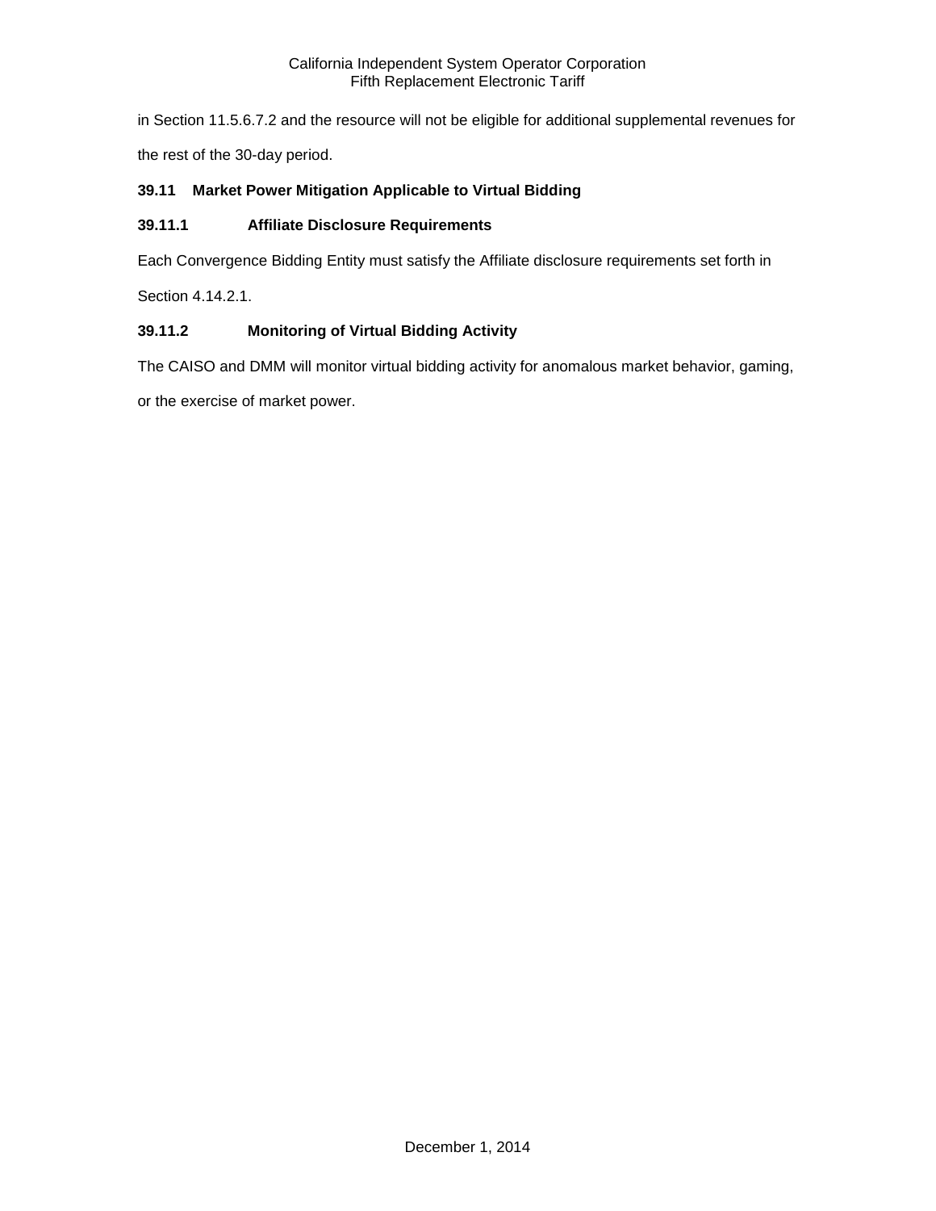in Section 11.5.6.7.2 and the resource will not be eligible for additional supplemental revenues for the rest of the 30-day period.

### 39.11 Market Power Mitigation Applicable to Virtual Bidding

#### 39.11.1 Affiliate Disclosure Requirements

Each Convergence Bidding Entity must satisfy the Affiliate disclosure requirements set forth in Section 4.14.2.1.

#### 39.11.2 Monitoring of Virtual Bidding Activity

The CAISO and DMM will monitor virtual bidding activity for anomalous market behavior, gaming, or the exercise of market power.